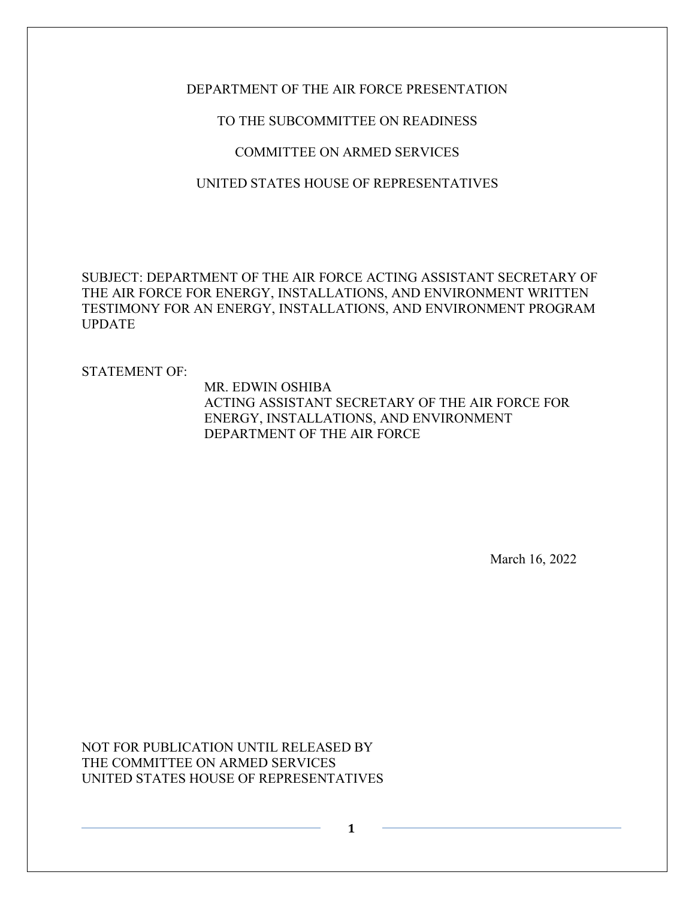DEPARTMENT OF THE AIR FORCE PRESENTATION

TO THE SUBCOMMITTEE ON READINESS

COMMITTEE ON ARMED SERVICES

UNITED STATES HOUSE OF REPRESENTATIVES

SUBJECT: DEPARTMENT OF THE AIR FORCE ACTING ASSISTANT SECRETARY OF THE AIR FORCE FOR ENERGY, INSTALLATIONS, AND ENVIRONMENT WRITTEN TESTIMONY FOR AN ENERGY, INSTALLATIONS, AND ENVIRONMENT PROGRAM UPDATE

STATEMENT OF:

MR. EDWIN OSHIBA
ACTING ASSISTANT SECRETARY OF THE AIR FORCE FOR ENERGY, INSTALLATIONS, AND ENVIRONMENT
DEPARTMENT OF THE AIR FORCE

March 16, 2022

NOT FOR PUBLICATION UNTIL RELEASED BY
THE COMMITTEE ON ARMED SERVICES
UNITED STATES HOUSE OF REPRESENTATIVES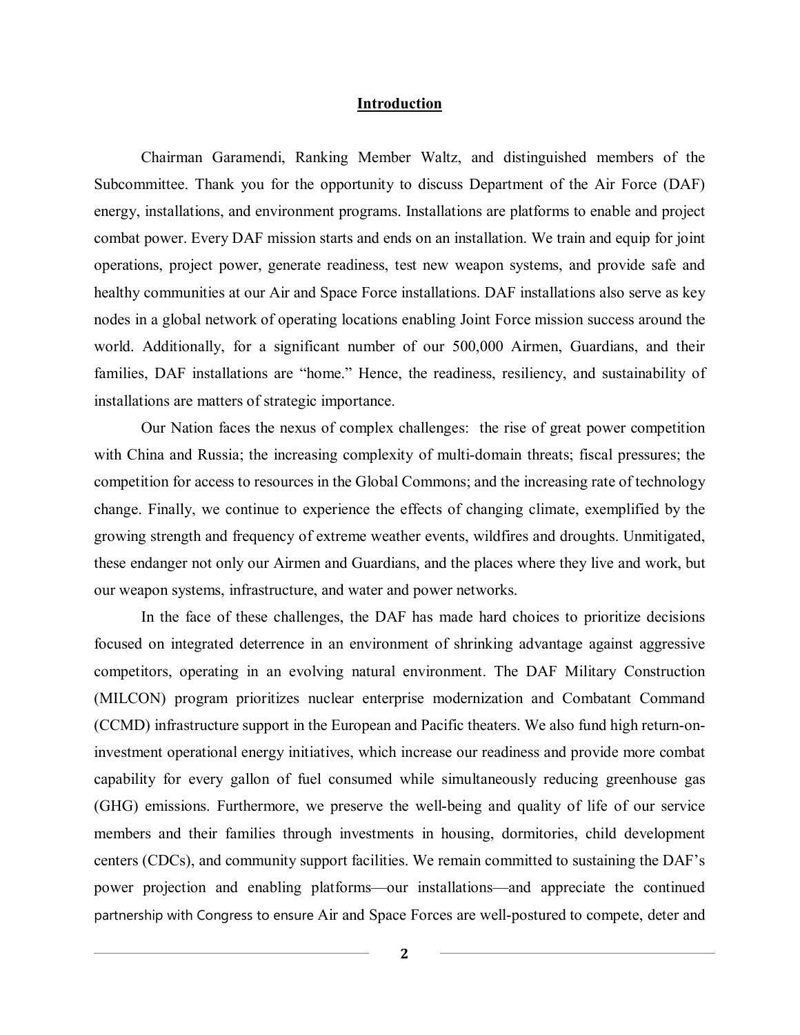## Introduction

Chairman Garamendi, Ranking Member Waltz, and distinguished members of the Subcommittee. Thank you for the opportunity to discuss Department of the Air Force (DAF) energy, installations, and environment programs. Installations are platforms to enable and project combat power. Every DAF mission starts and ends on an installation. We train and equip for joint operations, project power, generate readiness, test new weapon systems, and provide safe and healthy communities at our Air and Space Force installations. DAF installations also serve as key nodes in a global network of operating locations enabling Joint Force mission success around the world. Additionally, for a significant number of our 500,000 Airmen, Guardians, and their families, DAF installations are "home." Hence, the readiness, resiliency, and sustainability of installations are matters of strategic importance.

Our Nation faces the nexus of complex challenges: the rise of great power competition with China and Russia; the increasing complexity of multi-domain threats; fiscal pressures; the competition for access to resources in the Global Commons; and the increasing rate of technology change. Finally, we continue to experience the effects of changing climate, exemplified by the growing strength and frequency of extreme weather events, wildfires and droughts. Unmitigated, these endanger not only our Airmen and Guardians, and the places where they live and work, but our weapon systems, infrastructure, and water and power networks.

In the face of these challenges, the DAF has made hard choices to prioritize decisions focused on integrated deterrence in an environment of shrinking advantage against aggressive competitors, operating in an evolving natural environment. The DAF Military Construction (MILCON) program prioritizes nuclear enterprise modernization and Combatant Command (CCMD) infrastructure support in the European and Pacific theaters. We also fund high return-on-investment operational energy initiatives, which increase our readiness and provide more combat capability for every gallon of fuel consumed while simultaneously reducing greenhouse gas (GHG) emissions. Furthermore, we preserve the well-being and quality of life of our service members and their families through investments in housing, dormitories, child development centers (CDCs), and community support facilities. We remain committed to sustaining the DAF's power projection and enabling platforms—our installations—and appreciate the continued partnership with Congress to ensure Air and Space Forces are well-postured to compete, deter and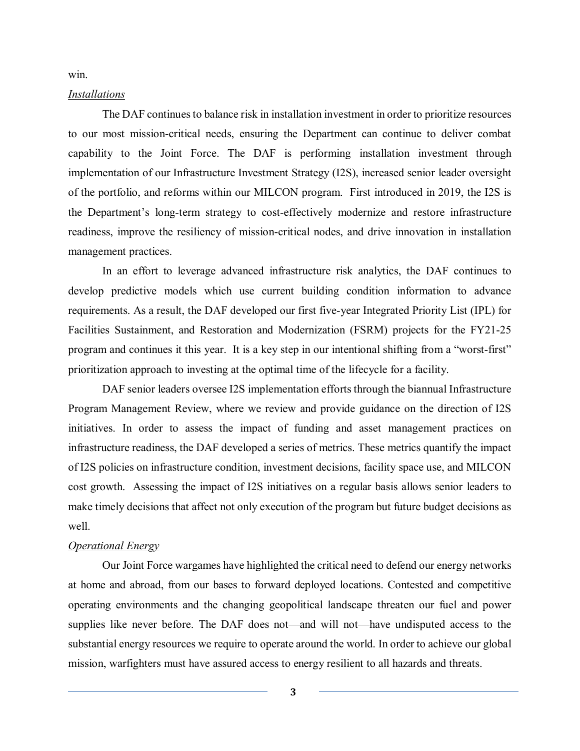win.

*Installations*

The DAF continues to balance risk in installation investment in order to prioritize resources to our most mission-critical needs, ensuring the Department can continue to deliver combat capability to the Joint Force. The DAF is performing installation investment through implementation of our Infrastructure Investment Strategy (I2S), increased senior leader oversight of the portfolio, and reforms within our MILCON program. First introduced in 2019, the I2S is the Department's long-term strategy to cost-effectively modernize and restore infrastructure readiness, improve the resiliency of mission-critical nodes, and drive innovation in installation management practices.

In an effort to leverage advanced infrastructure risk analytics, the DAF continues to develop predictive models which use current building condition information to advance requirements. As a result, the DAF developed our first five-year Integrated Priority List (IPL) for Facilities Sustainment, and Restoration and Modernization (FSRM) projects for the FY21-25 program and continues it this year. It is a key step in our intentional shifting from a "worst-first" prioritization approach to investing at the optimal time of the lifecycle for a facility.

DAF senior leaders oversee I2S implementation efforts through the biannual Infrastructure Program Management Review, where we review and provide guidance on the direction of I2S initiatives. In order to assess the impact of funding and asset management practices on infrastructure readiness, the DAF developed a series of metrics. These metrics quantify the impact of I2S policies on infrastructure condition, investment decisions, facility space use, and MILCON cost growth. Assessing the impact of I2S initiatives on a regular basis allows senior leaders to make timely decisions that affect not only execution of the program but future budget decisions as well.

*Operational Energy*

Our Joint Force wargames have highlighted the critical need to defend our energy networks at home and abroad, from our bases to forward deployed locations. Contested and competitive operating environments and the changing geopolitical landscape threaten our fuel and power supplies like never before. The DAF does not—and will not—have undisputed access to the substantial energy resources we require to operate around the world. In order to achieve our global mission, warfighters must have assured access to energy resilient to all hazards and threats.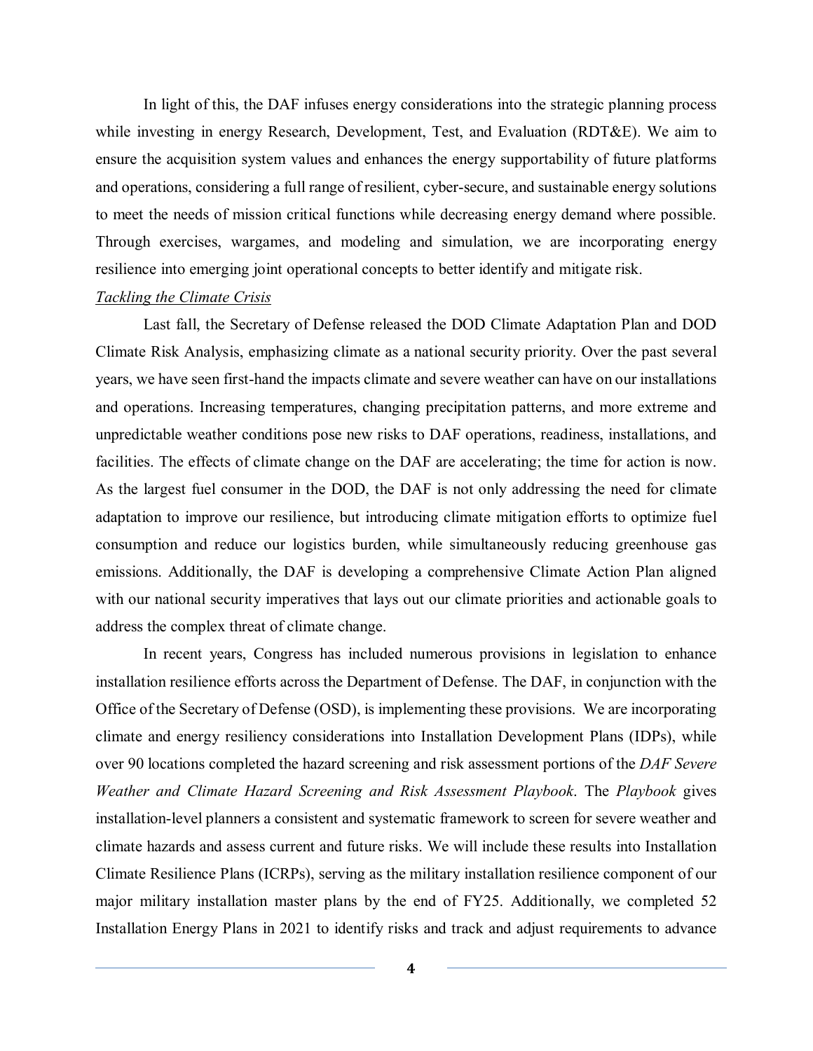In light of this, the DAF infuses energy considerations into the strategic planning process while investing in energy Research, Development, Test, and Evaluation (RDT&E). We aim to ensure the acquisition system values and enhances the energy supportability of future platforms and operations, considering a full range of resilient, cyber-secure, and sustainable energy solutions to meet the needs of mission critical functions while decreasing energy demand where possible. Through exercises, wargames, and modeling and simulation, we are incorporating energy resilience into emerging joint operational concepts to better identify and mitigate risk.

*Tackling the Climate Crisis*

Last fall, the Secretary of Defense released the DOD Climate Adaptation Plan and DOD Climate Risk Analysis, emphasizing climate as a national security priority. Over the past several years, we have seen first-hand the impacts climate and severe weather can have on our installations and operations. Increasing temperatures, changing precipitation patterns, and more extreme and unpredictable weather conditions pose new risks to DAF operations, readiness, installations, and facilities. The effects of climate change on the DAF are accelerating; the time for action is now. As the largest fuel consumer in the DOD, the DAF is not only addressing the need for climate adaptation to improve our resilience, but introducing climate mitigation efforts to optimize fuel consumption and reduce our logistics burden, while simultaneously reducing greenhouse gas emissions. Additionally, the DAF is developing a comprehensive Climate Action Plan aligned with our national security imperatives that lays out our climate priorities and actionable goals to address the complex threat of climate change.

In recent years, Congress has included numerous provisions in legislation to enhance installation resilience efforts across the Department of Defense. The DAF, in conjunction with the Office of the Secretary of Defense (OSD), is implementing these provisions. We are incorporating climate and energy resiliency considerations into Installation Development Plans (IDPs), while over 90 locations completed the hazard screening and risk assessment portions of the *DAF Severe Weather and Climate Hazard Screening and Risk Assessment Playbook*. The *Playbook* gives installation-level planners a consistent and systematic framework to screen for severe weather and climate hazards and assess current and future risks. We will include these results into Installation Climate Resilience Plans (ICRPs), serving as the military installation resilience component of our major military installation master plans by the end of FY25. Additionally, we completed 52 Installation Energy Plans in 2021 to identify risks and track and adjust requirements to advance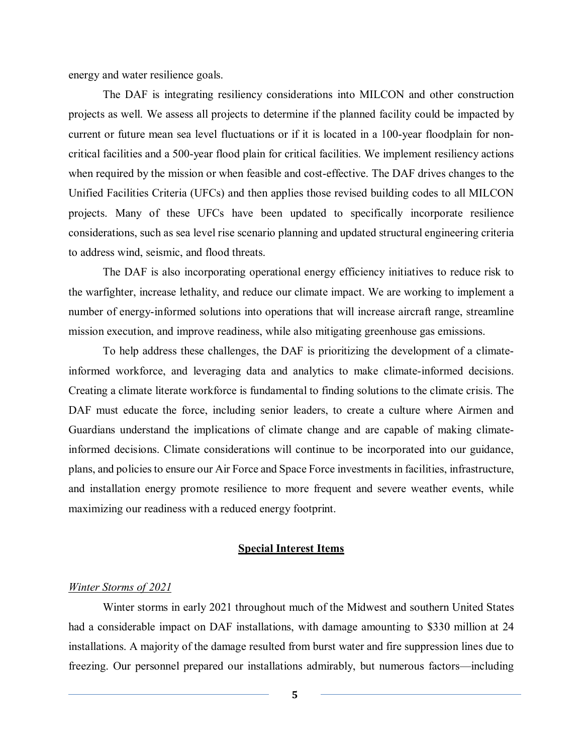energy and water resilience goals.

The DAF is integrating resiliency considerations into MILCON and other construction projects as well. We assess all projects to determine if the planned facility could be impacted by current or future mean sea level fluctuations or if it is located in a 100-year floodplain for non-critical facilities and a 500-year flood plain for critical facilities. We implement resiliency actions when required by the mission or when feasible and cost-effective. The DAF drives changes to the Unified Facilities Criteria (UFCs) and then applies those revised building codes to all MILCON projects. Many of these UFCs have been updated to specifically incorporate resilience considerations, such as sea level rise scenario planning and updated structural engineering criteria to address wind, seismic, and flood threats.

The DAF is also incorporating operational energy efficiency initiatives to reduce risk to the warfighter, increase lethality, and reduce our climate impact. We are working to implement a number of energy-informed solutions into operations that will increase aircraft range, streamline mission execution, and improve readiness, while also mitigating greenhouse gas emissions.

To help address these challenges, the DAF is prioritizing the development of a climate-informed workforce, and leveraging data and analytics to make climate-informed decisions. Creating a climate literate workforce is fundamental to finding solutions to the climate crisis. The DAF must educate the force, including senior leaders, to create a culture where Airmen and Guardians understand the implications of climate change and are capable of making climate-informed decisions. Climate considerations will continue to be incorporated into our guidance, plans, and policies to ensure our Air Force and Space Force investments in facilities, infrastructure, and installation energy promote resilience to more frequent and severe weather events, while maximizing our readiness with a reduced energy footprint.

## Special Interest Items

### *Winter Storms of 2021*

Winter storms in early 2021 throughout much of the Midwest and southern United States had a considerable impact on DAF installations, with damage amounting to $330 million at 24 installations. A majority of the damage resulted from burst water and fire suppression lines due to freezing. Our personnel prepared our installations admirably, but numerous factors—including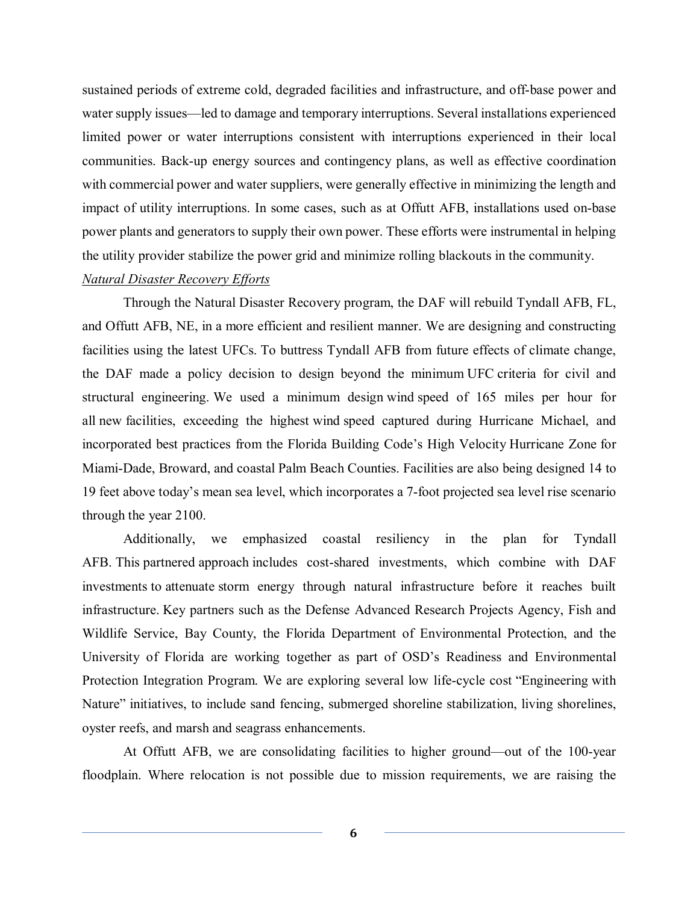sustained periods of extreme cold, degraded facilities and infrastructure, and off-base power and water supply issues—led to damage and temporary interruptions. Several installations experienced limited power or water interruptions consistent with interruptions experienced in their local communities. Back-up energy sources and contingency plans, as well as effective coordination with commercial power and water suppliers, were generally effective in minimizing the length and impact of utility interruptions. In some cases, such as at Offutt AFB, installations used on-base power plants and generators to supply their own power. These efforts were instrumental in helping the utility provider stabilize the power grid and minimize rolling blackouts in the community.

*Natural Disaster Recovery Efforts*

Through the Natural Disaster Recovery program, the DAF will rebuild Tyndall AFB, FL, and Offutt AFB, NE, in a more efficient and resilient manner. We are designing and constructing facilities using the latest UFCs. To buttress Tyndall AFB from future effects of climate change, the DAF made a policy decision to design beyond the minimum UFC criteria for civil and structural engineering. We used a minimum design wind speed of 165 miles per hour for all new facilities, exceeding the highest wind speed captured during Hurricane Michael, and incorporated best practices from the Florida Building Code's High Velocity Hurricane Zone for Miami-Dade, Broward, and coastal Palm Beach Counties. Facilities are also being designed 14 to 19 feet above today's mean sea level, which incorporates a 7-foot projected sea level rise scenario through the year 2100.

Additionally, we emphasized coastal resiliency in the plan for Tyndall AFB. This partnered approach includes cost-shared investments, which combine with DAF investments to attenuate storm energy through natural infrastructure before it reaches built infrastructure. Key partners such as the Defense Advanced Research Projects Agency, Fish and Wildlife Service, Bay County, the Florida Department of Environmental Protection, and the University of Florida are working together as part of OSD's Readiness and Environmental Protection Integration Program. We are exploring several low life-cycle cost "Engineering with Nature" initiatives, to include sand fencing, submerged shoreline stabilization, living shorelines, oyster reefs, and marsh and seagrass enhancements.

At Offutt AFB, we are consolidating facilities to higher ground—out of the 100-year floodplain. Where relocation is not possible due to mission requirements, we are raising the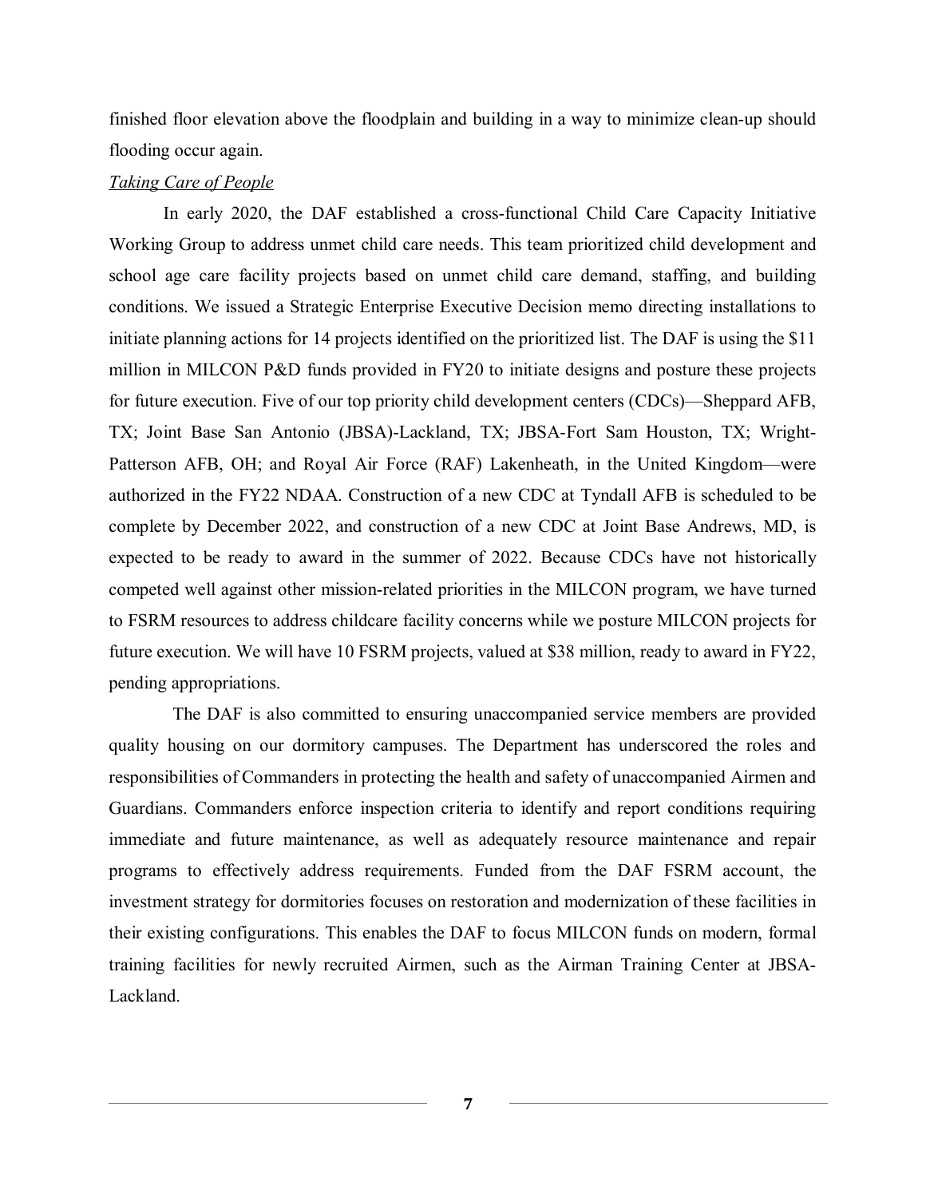finished floor elevation above the floodplain and building in a way to minimize clean-up should flooding occur again.

*Taking Care of People*

In early 2020, the DAF established a cross-functional Child Care Capacity Initiative Working Group to address unmet child care needs. This team prioritized child development and school age care facility projects based on unmet child care demand, staffing, and building conditions. We issued a Strategic Enterprise Executive Decision memo directing installations to initiate planning actions for 14 projects identified on the prioritized list. The DAF is using the $11 million in MILCON P&D funds provided in FY20 to initiate designs and posture these projects for future execution. Five of our top priority child development centers (CDCs)—Sheppard AFB, TX; Joint Base San Antonio (JBSA)-Lackland, TX; JBSA-Fort Sam Houston, TX; Wright-Patterson AFB, OH; and Royal Air Force (RAF) Lakenheath, in the United Kingdom—were authorized in the FY22 NDAA. Construction of a new CDC at Tyndall AFB is scheduled to be complete by December 2022, and construction of a new CDC at Joint Base Andrews, MD, is expected to be ready to award in the summer of 2022. Because CDCs have not historically competed well against other mission-related priorities in the MILCON program, we have turned to FSRM resources to address childcare facility concerns while we posture MILCON projects for future execution. We will have 10 FSRM projects, valued at $38 million, ready to award in FY22, pending appropriations.

The DAF is also committed to ensuring unaccompanied service members are provided quality housing on our dormitory campuses. The Department has underscored the roles and responsibilities of Commanders in protecting the health and safety of unaccompanied Airmen and Guardians. Commanders enforce inspection criteria to identify and report conditions requiring immediate and future maintenance, as well as adequately resource maintenance and repair programs to effectively address requirements. Funded from the DAF FSRM account, the investment strategy for dormitories focuses on restoration and modernization of these facilities in their existing configurations. This enables the DAF to focus MILCON funds on modern, formal training facilities for newly recruited Airmen, such as the Airman Training Center at JBSA-Lackland.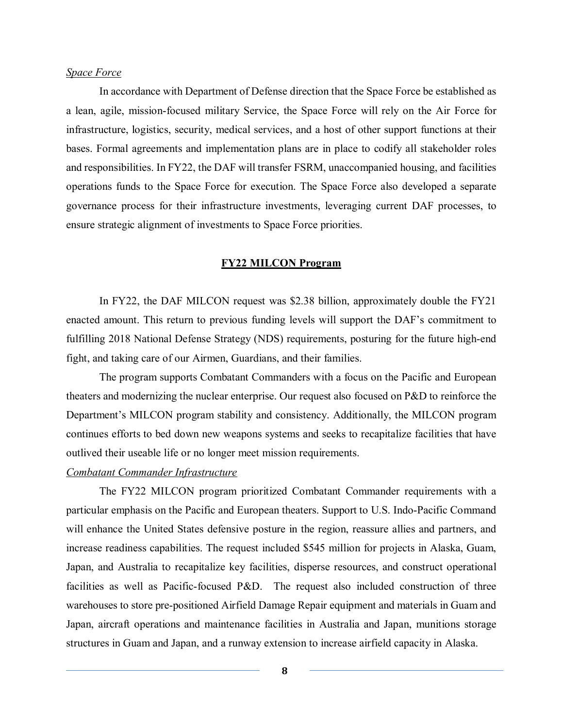*Space Force*

In accordance with Department of Defense direction that the Space Force be established as a lean, agile, mission-focused military Service, the Space Force will rely on the Air Force for infrastructure, logistics, security, medical services, and a host of other support functions at their bases. Formal agreements and implementation plans are in place to codify all stakeholder roles and responsibilities. In FY22, the DAF will transfer FSRM, unaccompanied housing, and facilities operations funds to the Space Force for execution. The Space Force also developed a separate governance process for their infrastructure investments, leveraging current DAF processes, to ensure strategic alignment of investments to Space Force priorities.

## FY22 MILCON Program

In FY22, the DAF MILCON request was $2.38 billion, approximately double the FY21 enacted amount. This return to previous funding levels will support the DAF's commitment to fulfilling 2018 National Defense Strategy (NDS) requirements, posturing for the future high-end fight, and taking care of our Airmen, Guardians, and their families.

The program supports Combatant Commanders with a focus on the Pacific and European theaters and modernizing the nuclear enterprise. Our request also focused on P&D to reinforce the Department's MILCON program stability and consistency. Additionally, the MILCON program continues efforts to bed down new weapons systems and seeks to recapitalize facilities that have outlived their useable life or no longer meet mission requirements.

*Combatant Commander Infrastructure*

The FY22 MILCON program prioritized Combatant Commander requirements with a particular emphasis on the Pacific and European theaters. Support to U.S. Indo-Pacific Command will enhance the United States defensive posture in the region, reassure allies and partners, and increase readiness capabilities. The request included $545 million for projects in Alaska, Guam, Japan, and Australia to recapitalize key facilities, disperse resources, and construct operational facilities as well as Pacific-focused P&D. The request also included construction of three warehouses to store pre-positioned Airfield Damage Repair equipment and materials in Guam and Japan, aircraft operations and maintenance facilities in Australia and Japan, munitions storage structures in Guam and Japan, and a runway extension to increase airfield capacity in Alaska.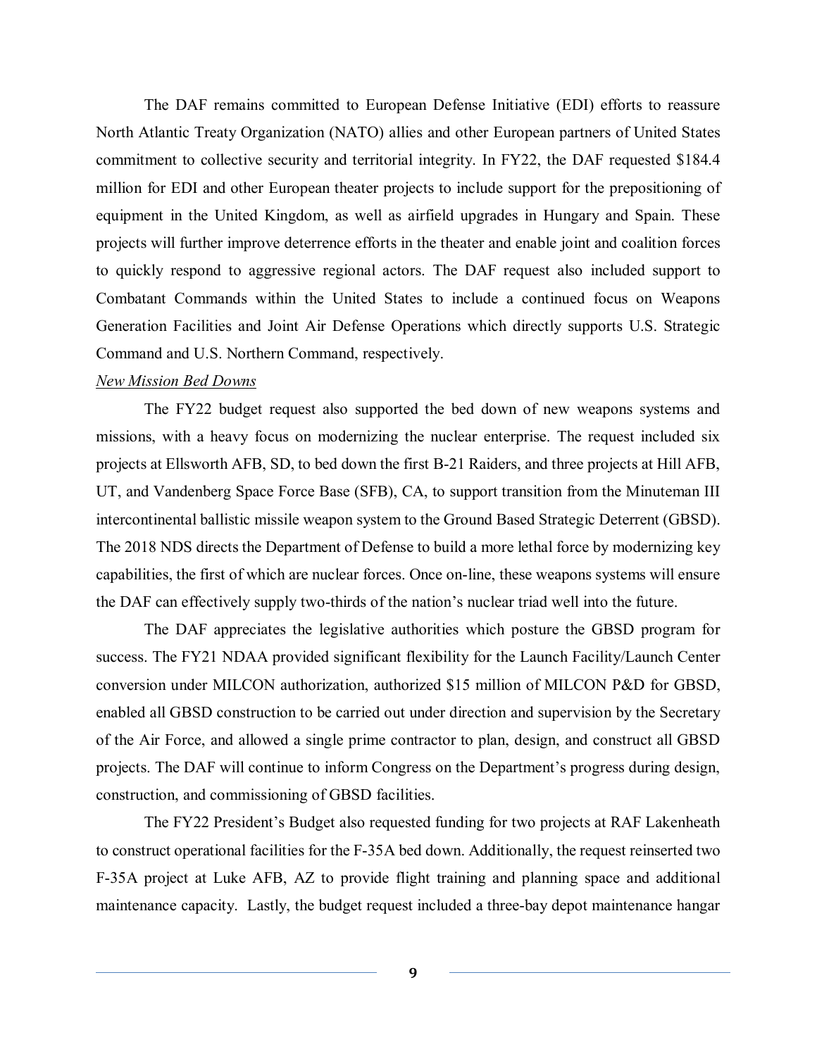The DAF remains committed to European Defense Initiative (EDI) efforts to reassure North Atlantic Treaty Organization (NATO) allies and other European partners of United States commitment to collective security and territorial integrity. In FY22, the DAF requested $184.4 million for EDI and other European theater projects to include support for the prepositioning of equipment in the United Kingdom, as well as airfield upgrades in Hungary and Spain. These projects will further improve deterrence efforts in the theater and enable joint and coalition forces to quickly respond to aggressive regional actors. The DAF request also included support to Combatant Commands within the United States to include a continued focus on Weapons Generation Facilities and Joint Air Defense Operations which directly supports U.S. Strategic Command and U.S. Northern Command, respectively.

*New Mission Bed Downs*

The FY22 budget request also supported the bed down of new weapons systems and missions, with a heavy focus on modernizing the nuclear enterprise. The request included six projects at Ellsworth AFB, SD, to bed down the first B-21 Raiders, and three projects at Hill AFB, UT, and Vandenberg Space Force Base (SFB), CA, to support transition from the Minuteman III intercontinental ballistic missile weapon system to the Ground Based Strategic Deterrent (GBSD). The 2018 NDS directs the Department of Defense to build a more lethal force by modernizing key capabilities, the first of which are nuclear forces. Once on-line, these weapons systems will ensure the DAF can effectively supply two-thirds of the nation's nuclear triad well into the future.

The DAF appreciates the legislative authorities which posture the GBSD program for success. The FY21 NDAA provided significant flexibility for the Launch Facility/Launch Center conversion under MILCON authorization, authorized $15 million of MILCON P&D for GBSD, enabled all GBSD construction to be carried out under direction and supervision by the Secretary of the Air Force, and allowed a single prime contractor to plan, design, and construct all GBSD projects. The DAF will continue to inform Congress on the Department's progress during design, construction, and commissioning of GBSD facilities.

The FY22 President's Budget also requested funding for two projects at RAF Lakenheath to construct operational facilities for the F-35A bed down. Additionally, the request reinserted two F-35A project at Luke AFB, AZ to provide flight training and planning space and additional maintenance capacity. Lastly, the budget request included a three-bay depot maintenance hangar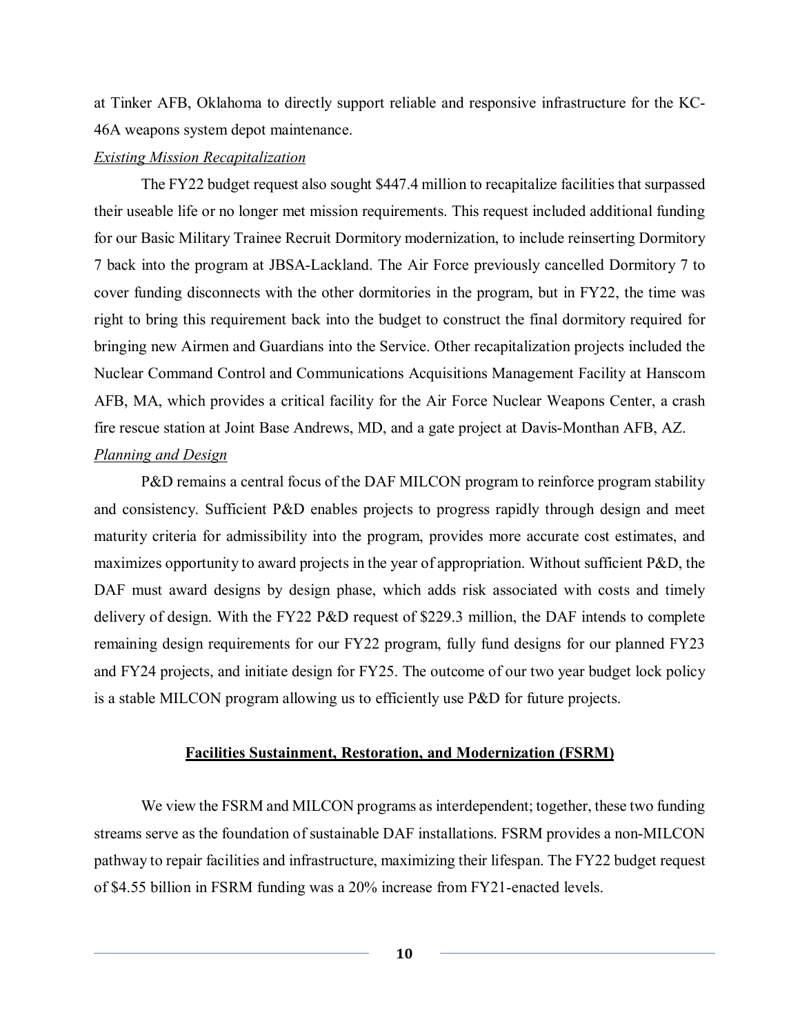at Tinker AFB, Oklahoma to directly support reliable and responsive infrastructure for the KC-46A weapons system depot maintenance.

*Existing Mission Recapitalization*

The FY22 budget request also sought $447.4 million to recapitalize facilities that surpassed their useable life or no longer met mission requirements. This request included additional funding for our Basic Military Trainee Recruit Dormitory modernization, to include reinserting Dormitory 7 back into the program at JBSA-Lackland. The Air Force previously cancelled Dormitory 7 to cover funding disconnects with the other dormitories in the program, but in FY22, the time was right to bring this requirement back into the budget to construct the final dormitory required for bringing new Airmen and Guardians into the Service. Other recapitalization projects included the Nuclear Command Control and Communications Acquisitions Management Facility at Hanscom AFB, MA, which provides a critical facility for the Air Force Nuclear Weapons Center, a crash fire rescue station at Joint Base Andrews, MD, and a gate project at Davis-Monthan AFB, AZ.

*Planning and Design*

P&D remains a central focus of the DAF MILCON program to reinforce program stability and consistency. Sufficient P&D enables projects to progress rapidly through design and meet maturity criteria for admissibility into the program, provides more accurate cost estimates, and maximizes opportunity to award projects in the year of appropriation. Without sufficient P&D, the DAF must award designs by design phase, which adds risk associated with costs and timely delivery of design. With the FY22 P&D request of $229.3 million, the DAF intends to complete remaining design requirements for our FY22 program, fully fund designs for our planned FY23 and FY24 projects, and initiate design for FY25. The outcome of our two year budget lock policy is a stable MILCON program allowing us to efficiently use P&D for future projects.

## Facilities Sustainment, Restoration, and Modernization (FSRM)

We view the FSRM and MILCON programs as interdependent; together, these two funding streams serve as the foundation of sustainable DAF installations. FSRM provides a non-MILCON pathway to repair facilities and infrastructure, maximizing their lifespan. The FY22 budget request of $4.55 billion in FSRM funding was a 20% increase from FY21-enacted levels.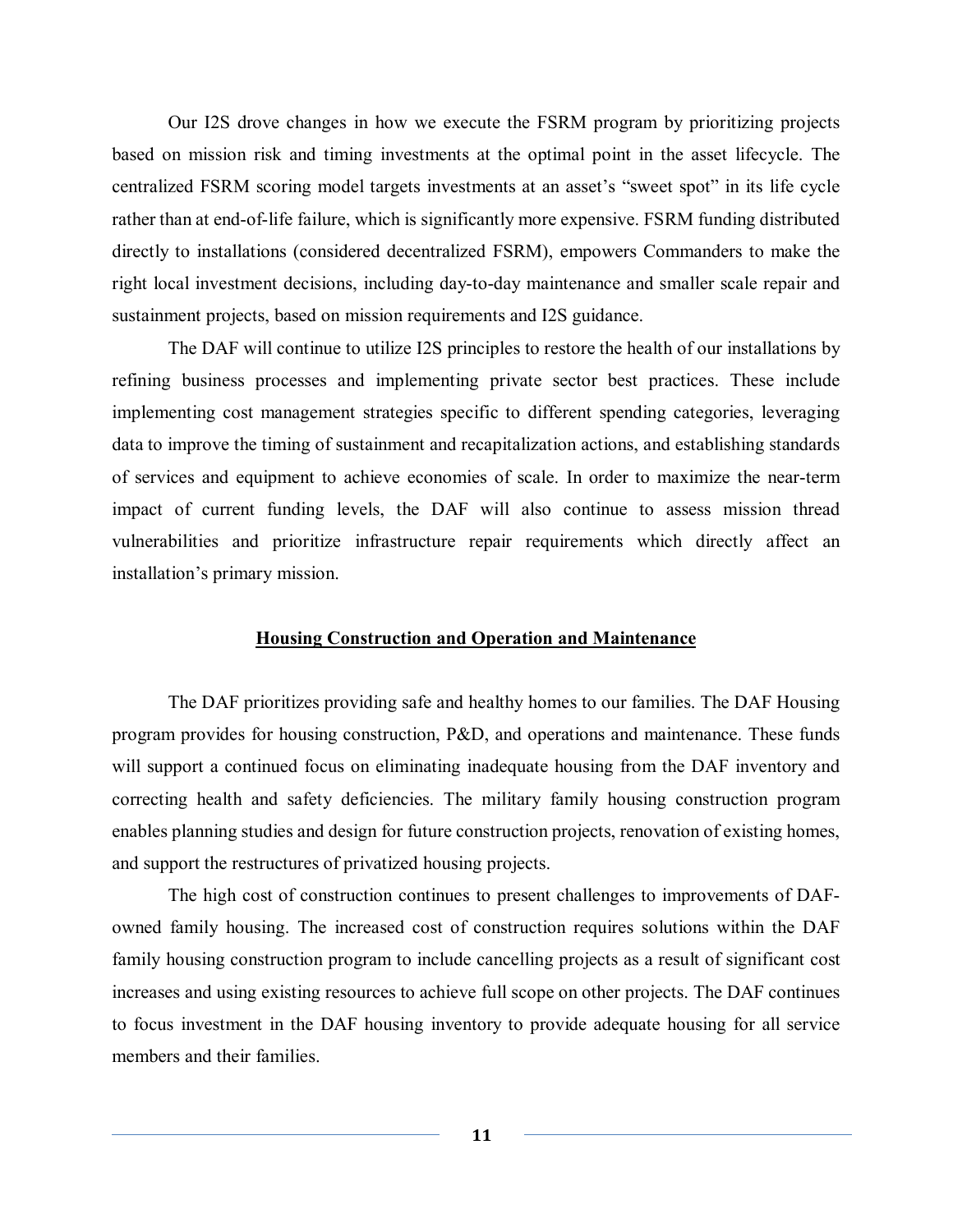Our I2S drove changes in how we execute the FSRM program by prioritizing projects based on mission risk and timing investments at the optimal point in the asset lifecycle. The centralized FSRM scoring model targets investments at an asset's "sweet spot" in its life cycle rather than at end-of-life failure, which is significantly more expensive. FSRM funding distributed directly to installations (considered decentralized FSRM), empowers Commanders to make the right local investment decisions, including day-to-day maintenance and smaller scale repair and sustainment projects, based on mission requirements and I2S guidance.

The DAF will continue to utilize I2S principles to restore the health of our installations by refining business processes and implementing private sector best practices. These include implementing cost management strategies specific to different spending categories, leveraging data to improve the timing of sustainment and recapitalization actions, and establishing standards of services and equipment to achieve economies of scale. In order to maximize the near-term impact of current funding levels, the DAF will also continue to assess mission thread vulnerabilities and prioritize infrastructure repair requirements which directly affect an installation's primary mission.

## Housing Construction and Operation and Maintenance

The DAF prioritizes providing safe and healthy homes to our families. The DAF Housing program provides for housing construction, P&D, and operations and maintenance. These funds will support a continued focus on eliminating inadequate housing from the DAF inventory and correcting health and safety deficiencies. The military family housing construction program enables planning studies and design for future construction projects, renovation of existing homes, and support the restructures of privatized housing projects.

The high cost of construction continues to present challenges to improvements of DAF-owned family housing. The increased cost of construction requires solutions within the DAF family housing construction program to include cancelling projects as a result of significant cost increases and using existing resources to achieve full scope on other projects. The DAF continues to focus investment in the DAF housing inventory to provide adequate housing for all service members and their families.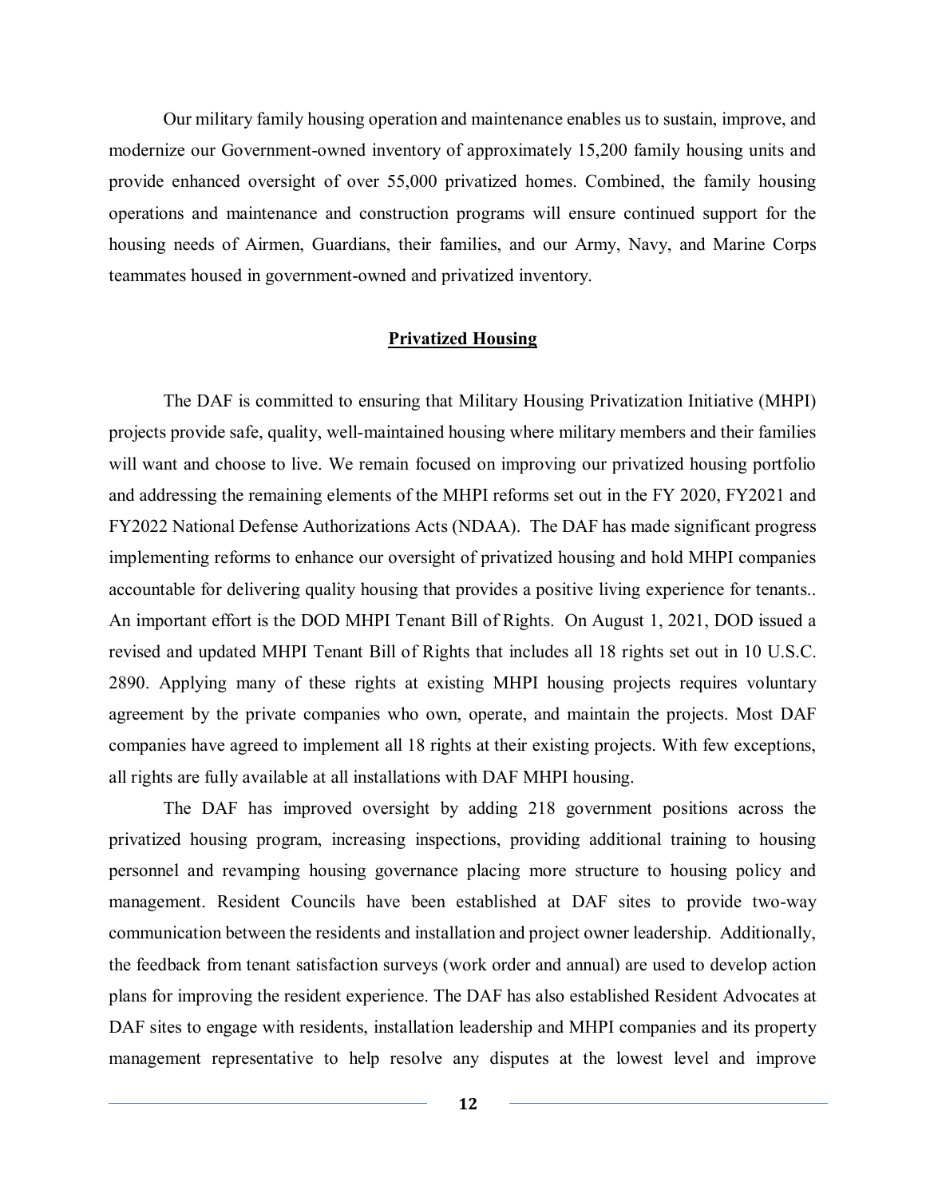Our military family housing operation and maintenance enables us to sustain, improve, and modernize our Government-owned inventory of approximately 15,200 family housing units and provide enhanced oversight of over 55,000 privatized homes. Combined, the family housing operations and maintenance and construction programs will ensure continued support for the housing needs of Airmen, Guardians, their families, and our Army, Navy, and Marine Corps teammates housed in government-owned and privatized inventory.

## Privatized Housing

The DAF is committed to ensuring that Military Housing Privatization Initiative (MHPI) projects provide safe, quality, well-maintained housing where military members and their families will want and choose to live. We remain focused on improving our privatized housing portfolio and addressing the remaining elements of the MHPI reforms set out in the FY 2020, FY2021 and FY2022 National Defense Authorizations Acts (NDAA). The DAF has made significant progress implementing reforms to enhance our oversight of privatized housing and hold MHPI companies accountable for delivering quality housing that provides a positive living experience for tenants.. An important effort is the DOD MHPI Tenant Bill of Rights. On August 1, 2021, DOD issued a revised and updated MHPI Tenant Bill of Rights that includes all 18 rights set out in 10 U.S.C. 2890. Applying many of these rights at existing MHPI housing projects requires voluntary agreement by the private companies who own, operate, and maintain the projects. Most DAF companies have agreed to implement all 18 rights at their existing projects. With few exceptions, all rights are fully available at all installations with DAF MHPI housing.

The DAF has improved oversight by adding 218 government positions across the privatized housing program, increasing inspections, providing additional training to housing personnel and revamping housing governance placing more structure to housing policy and management. Resident Councils have been established at DAF sites to provide two-way communication between the residents and installation and project owner leadership. Additionally, the feedback from tenant satisfaction surveys (work order and annual) are used to develop action plans for improving the resident experience. The DAF has also established Resident Advocates at DAF sites to engage with residents, installation leadership and MHPI companies and its property management representative to help resolve any disputes at the lowest level and improve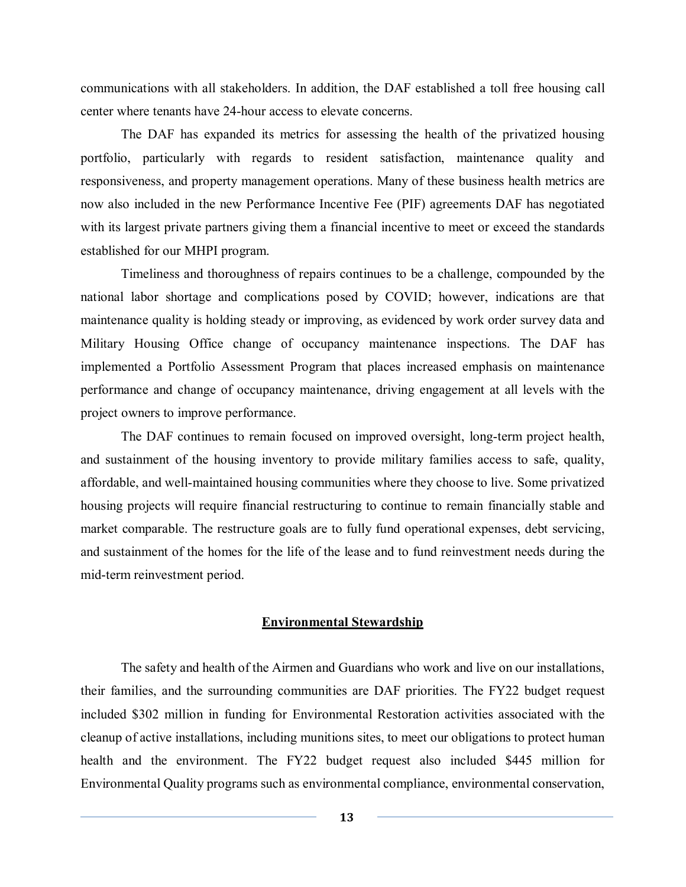communications with all stakeholders. In addition, the DAF established a toll free housing call center where tenants have 24-hour access to elevate concerns.

The DAF has expanded its metrics for assessing the health of the privatized housing portfolio, particularly with regards to resident satisfaction, maintenance quality and responsiveness, and property management operations. Many of these business health metrics are now also included in the new Performance Incentive Fee (PIF) agreements DAF has negotiated with its largest private partners giving them a financial incentive to meet or exceed the standards established for our MHPI program.

Timeliness and thoroughness of repairs continues to be a challenge, compounded by the national labor shortage and complications posed by COVID; however, indications are that maintenance quality is holding steady or improving, as evidenced by work order survey data and Military Housing Office change of occupancy maintenance inspections. The DAF has implemented a Portfolio Assessment Program that places increased emphasis on maintenance performance and change of occupancy maintenance, driving engagement at all levels with the project owners to improve performance.

The DAF continues to remain focused on improved oversight, long-term project health, and sustainment of the housing inventory to provide military families access to safe, quality, affordable, and well-maintained housing communities where they choose to live. Some privatized housing projects will require financial restructuring to continue to remain financially stable and market comparable. The restructure goals are to fully fund operational expenses, debt servicing, and sustainment of the homes for the life of the lease and to fund reinvestment needs during the mid-term reinvestment period.

## Environmental Stewardship

The safety and health of the Airmen and Guardians who work and live on our installations, their families, and the surrounding communities are DAF priorities. The FY22 budget request included $302 million in funding for Environmental Restoration activities associated with the cleanup of active installations, including munitions sites, to meet our obligations to protect human health and the environment. The FY22 budget request also included $445 million for Environmental Quality programs such as environmental compliance, environmental conservation,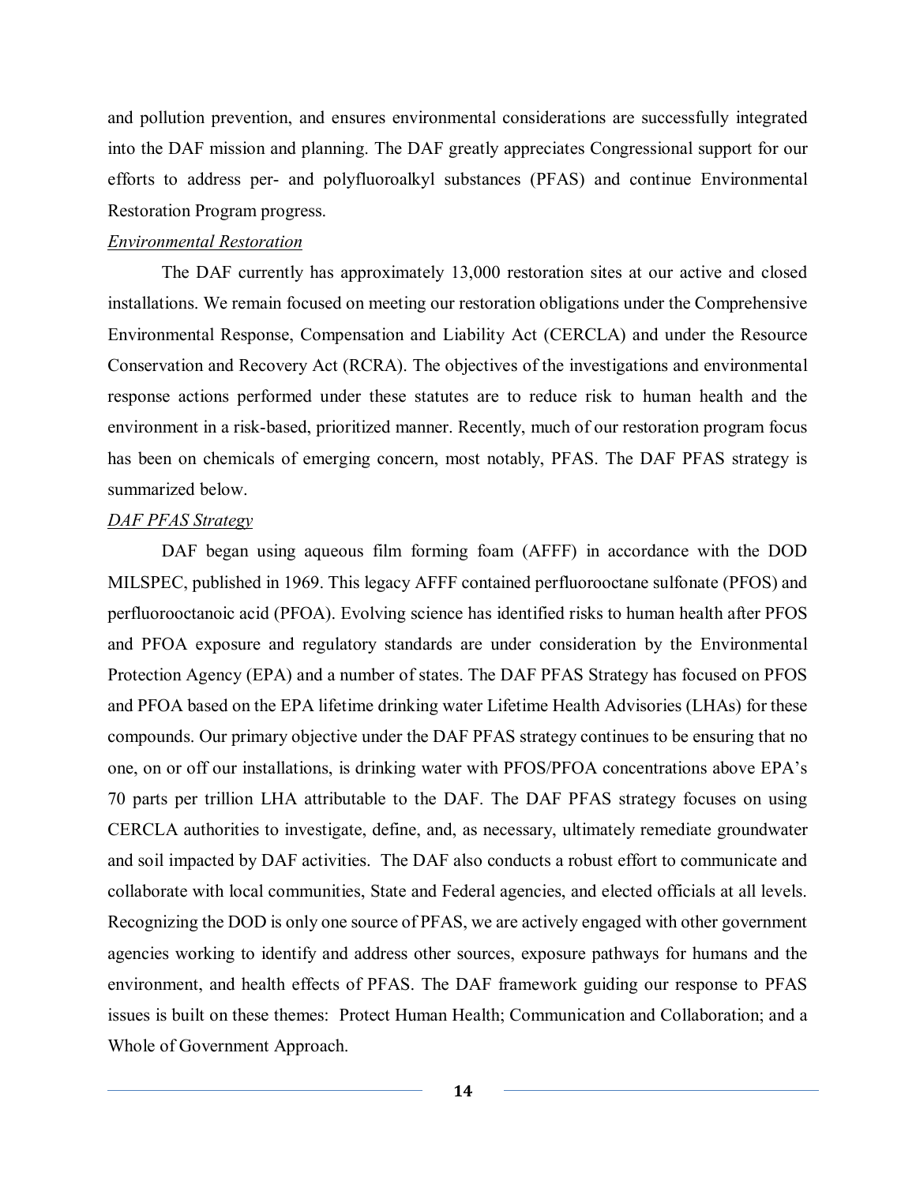and pollution prevention, and ensures environmental considerations are successfully integrated into the DAF mission and planning. The DAF greatly appreciates Congressional support for our efforts to address per- and polyfluoroalkyl substances (PFAS) and continue Environmental Restoration Program progress.

*Environmental Restoration*

The DAF currently has approximately 13,000 restoration sites at our active and closed installations. We remain focused on meeting our restoration obligations under the Comprehensive Environmental Response, Compensation and Liability Act (CERCLA) and under the Resource Conservation and Recovery Act (RCRA). The objectives of the investigations and environmental response actions performed under these statutes are to reduce risk to human health and the environment in a risk-based, prioritized manner. Recently, much of our restoration program focus has been on chemicals of emerging concern, most notably, PFAS. The DAF PFAS strategy is summarized below.

*DAF PFAS Strategy*

DAF began using aqueous film forming foam (AFFF) in accordance with the DOD MILSPEC, published in 1969. This legacy AFFF contained perfluorooctane sulfonate (PFOS) and perfluorooctanoic acid (PFOA). Evolving science has identified risks to human health after PFOS and PFOA exposure and regulatory standards are under consideration by the Environmental Protection Agency (EPA) and a number of states. The DAF PFAS Strategy has focused on PFOS and PFOA based on the EPA lifetime drinking water Lifetime Health Advisories (LHAs) for these compounds. Our primary objective under the DAF PFAS strategy continues to be ensuring that no one, on or off our installations, is drinking water with PFOS/PFOA concentrations above EPA's 70 parts per trillion LHA attributable to the DAF. The DAF PFAS strategy focuses on using CERCLA authorities to investigate, define, and, as necessary, ultimately remediate groundwater and soil impacted by DAF activities. The DAF also conducts a robust effort to communicate and collaborate with local communities, State and Federal agencies, and elected officials at all levels. Recognizing the DOD is only one source of PFAS, we are actively engaged with other government agencies working to identify and address other sources, exposure pathways for humans and the environment, and health effects of PFAS. The DAF framework guiding our response to PFAS issues is built on these themes: Protect Human Health; Communication and Collaboration; and a Whole of Government Approach.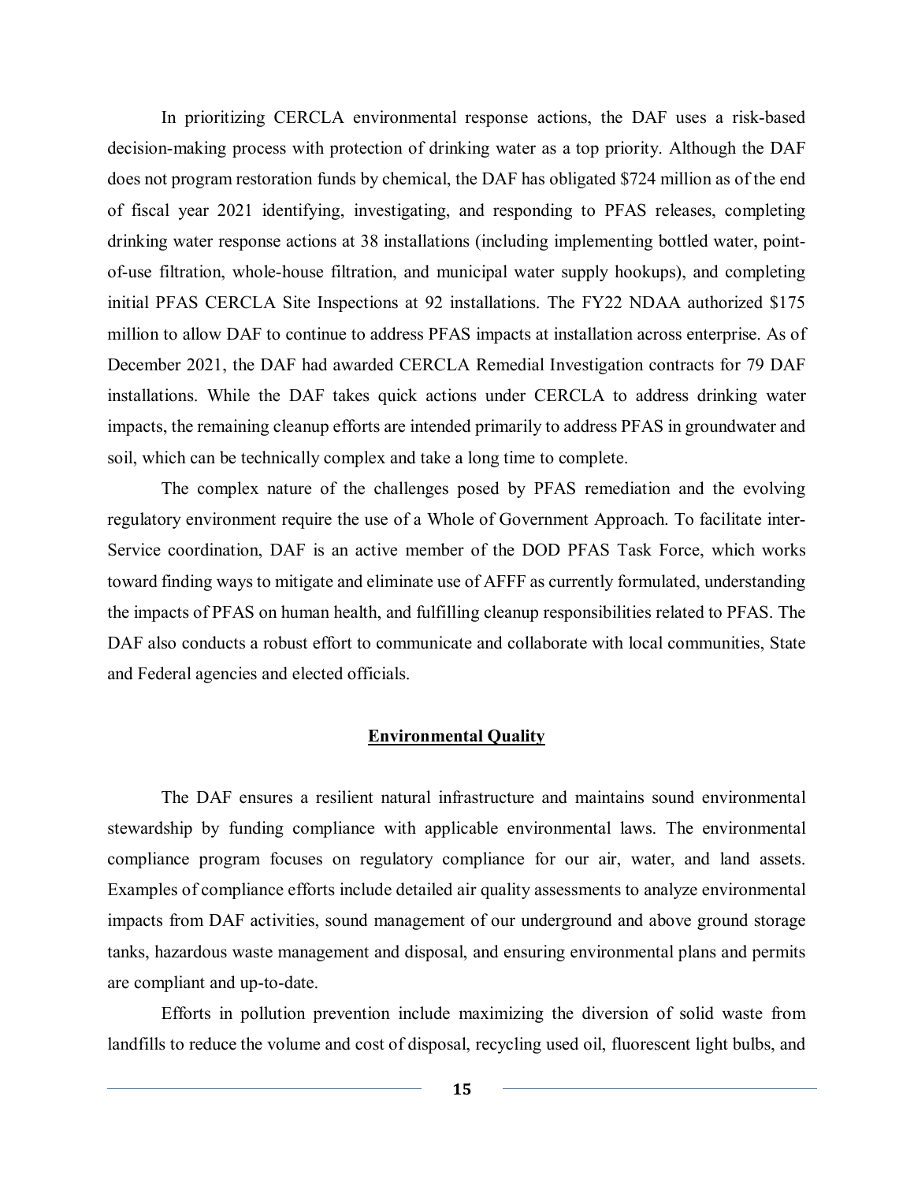In prioritizing CERCLA environmental response actions, the DAF uses a risk-based decision-making process with protection of drinking water as a top priority. Although the DAF does not program restoration funds by chemical, the DAF has obligated $724 million as of the end of fiscal year 2021 identifying, investigating, and responding to PFAS releases, completing drinking water response actions at 38 installations (including implementing bottled water, point-of-use filtration, whole-house filtration, and municipal water supply hookups), and completing initial PFAS CERCLA Site Inspections at 92 installations. The FY22 NDAA authorized $175 million to allow DAF to continue to address PFAS impacts at installation across enterprise. As of December 2021, the DAF had awarded CERCLA Remedial Investigation contracts for 79 DAF installations. While the DAF takes quick actions under CERCLA to address drinking water impacts, the remaining cleanup efforts are intended primarily to address PFAS in groundwater and soil, which can be technically complex and take a long time to complete.

The complex nature of the challenges posed by PFAS remediation and the evolving regulatory environment require the use of a Whole of Government Approach. To facilitate inter-Service coordination, DAF is an active member of the DOD PFAS Task Force, which works toward finding ways to mitigate and eliminate use of AFFF as currently formulated, understanding the impacts of PFAS on human health, and fulfilling cleanup responsibilities related to PFAS. The DAF also conducts a robust effort to communicate and collaborate with local communities, State and Federal agencies and elected officials.

## Environmental Quality

The DAF ensures a resilient natural infrastructure and maintains sound environmental stewardship by funding compliance with applicable environmental laws. The environmental compliance program focuses on regulatory compliance for our air, water, and land assets. Examples of compliance efforts include detailed air quality assessments to analyze environmental impacts from DAF activities, sound management of our underground and above ground storage tanks, hazardous waste management and disposal, and ensuring environmental plans and permits are compliant and up-to-date.

Efforts in pollution prevention include maximizing the diversion of solid waste from landfills to reduce the volume and cost of disposal, recycling used oil, fluorescent light bulbs, and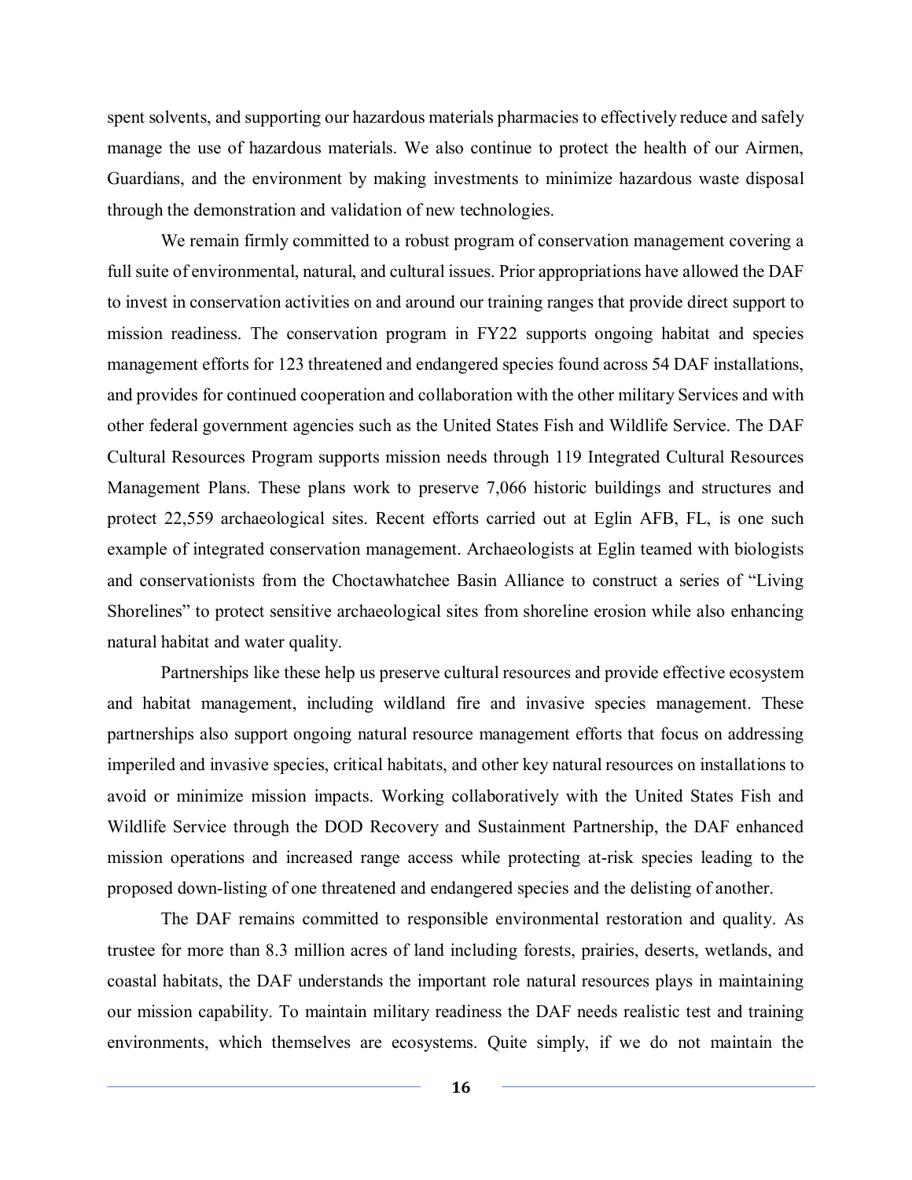spent solvents, and supporting our hazardous materials pharmacies to effectively reduce and safely manage the use of hazardous materials. We also continue to protect the health of our Airmen, Guardians, and the environment by making investments to minimize hazardous waste disposal through the demonstration and validation of new technologies.

We remain firmly committed to a robust program of conservation management covering a full suite of environmental, natural, and cultural issues. Prior appropriations have allowed the DAF to invest in conservation activities on and around our training ranges that provide direct support to mission readiness. The conservation program in FY22 supports ongoing habitat and species management efforts for 123 threatened and endangered species found across 54 DAF installations, and provides for continued cooperation and collaboration with the other military Services and with other federal government agencies such as the United States Fish and Wildlife Service. The DAF Cultural Resources Program supports mission needs through 119 Integrated Cultural Resources Management Plans. These plans work to preserve 7,066 historic buildings and structures and protect 22,559 archaeological sites. Recent efforts carried out at Eglin AFB, FL, is one such example of integrated conservation management. Archaeologists at Eglin teamed with biologists and conservationists from the Choctawhatchee Basin Alliance to construct a series of "Living Shorelines" to protect sensitive archaeological sites from shoreline erosion while also enhancing natural habitat and water quality.

Partnerships like these help us preserve cultural resources and provide effective ecosystem and habitat management, including wildland fire and invasive species management. These partnerships also support ongoing natural resource management efforts that focus on addressing imperiled and invasive species, critical habitats, and other key natural resources on installations to avoid or minimize mission impacts. Working collaboratively with the United States Fish and Wildlife Service through the DOD Recovery and Sustainment Partnership, the DAF enhanced mission operations and increased range access while protecting at-risk species leading to the proposed down-listing of one threatened and endangered species and the delisting of another.

The DAF remains committed to responsible environmental restoration and quality. As trustee for more than 8.3 million acres of land including forests, prairies, deserts, wetlands, and coastal habitats, the DAF understands the important role natural resources plays in maintaining our mission capability. To maintain military readiness the DAF needs realistic test and training environments, which themselves are ecosystems. Quite simply, if we do not maintain the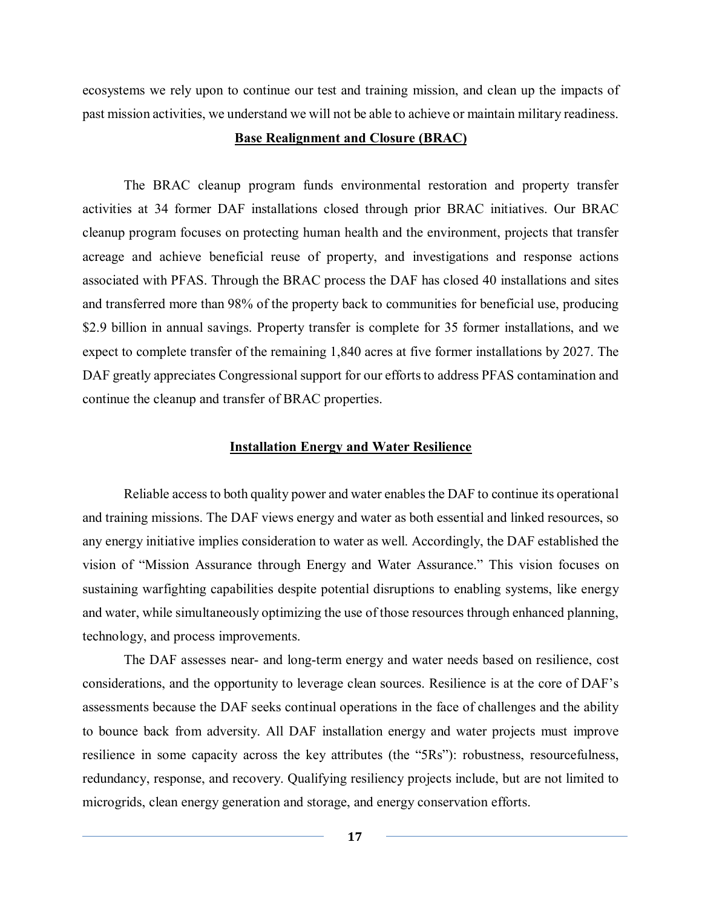ecosystems we rely upon to continue our test and training mission, and clean up the impacts of past mission activities, we understand we will not be able to achieve or maintain military readiness.

## Base Realignment and Closure (BRAC)

The BRAC cleanup program funds environmental restoration and property transfer activities at 34 former DAF installations closed through prior BRAC initiatives. Our BRAC cleanup program focuses on protecting human health and the environment, projects that transfer acreage and achieve beneficial reuse of property, and investigations and response actions associated with PFAS. Through the BRAC process the DAF has closed 40 installations and sites and transferred more than 98% of the property back to communities for beneficial use, producing $2.9 billion in annual savings. Property transfer is complete for 35 former installations, and we expect to complete transfer of the remaining 1,840 acres at five former installations by 2027. The DAF greatly appreciates Congressional support for our efforts to address PFAS contamination and continue the cleanup and transfer of BRAC properties.

## Installation Energy and Water Resilience

Reliable access to both quality power and water enables the DAF to continue its operational and training missions. The DAF views energy and water as both essential and linked resources, so any energy initiative implies consideration to water as well. Accordingly, the DAF established the vision of "Mission Assurance through Energy and Water Assurance." This vision focuses on sustaining warfighting capabilities despite potential disruptions to enabling systems, like energy and water, while simultaneously optimizing the use of those resources through enhanced planning, technology, and process improvements.

The DAF assesses near- and long-term energy and water needs based on resilience, cost considerations, and the opportunity to leverage clean sources. Resilience is at the core of DAF's assessments because the DAF seeks continual operations in the face of challenges and the ability to bounce back from adversity. All DAF installation energy and water projects must improve resilience in some capacity across the key attributes (the "5Rs"): robustness, resourcefulness, redundancy, response, and recovery. Qualifying resiliency projects include, but are not limited to microgrids, clean energy generation and storage, and energy conservation efforts.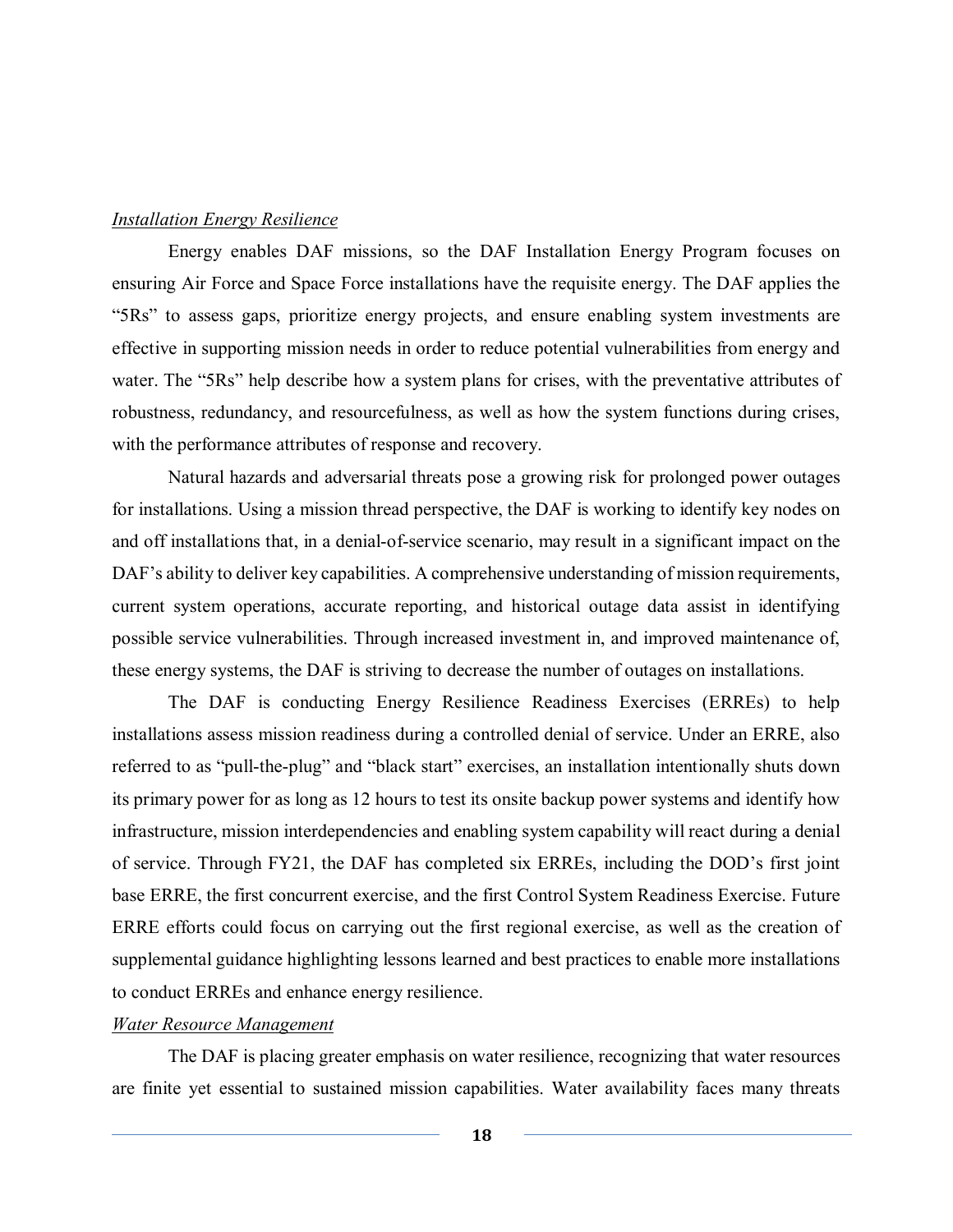*Installation Energy Resilience*

Energy enables DAF missions, so the DAF Installation Energy Program focuses on ensuring Air Force and Space Force installations have the requisite energy. The DAF applies the "5Rs" to assess gaps, prioritize energy projects, and ensure enabling system investments are effective in supporting mission needs in order to reduce potential vulnerabilities from energy and water. The "5Rs" help describe how a system plans for crises, with the preventative attributes of robustness, redundancy, and resourcefulness, as well as how the system functions during crises, with the performance attributes of response and recovery.

Natural hazards and adversarial threats pose a growing risk for prolonged power outages for installations. Using a mission thread perspective, the DAF is working to identify key nodes on and off installations that, in a denial-of-service scenario, may result in a significant impact on the DAF's ability to deliver key capabilities. A comprehensive understanding of mission requirements, current system operations, accurate reporting, and historical outage data assist in identifying possible service vulnerabilities. Through increased investment in, and improved maintenance of, these energy systems, the DAF is striving to decrease the number of outages on installations.

The DAF is conducting Energy Resilience Readiness Exercises (ERREs) to help installations assess mission readiness during a controlled denial of service. Under an ERRE, also referred to as "pull-the-plug" and "black start" exercises, an installation intentionally shuts down its primary power for as long as 12 hours to test its onsite backup power systems and identify how infrastructure, mission interdependencies and enabling system capability will react during a denial of service. Through FY21, the DAF has completed six ERREs, including the DOD's first joint base ERRE, the first concurrent exercise, and the first Control System Readiness Exercise. Future ERRE efforts could focus on carrying out the first regional exercise, as well as the creation of supplemental guidance highlighting lessons learned and best practices to enable more installations to conduct ERREs and enhance energy resilience.

*Water Resource Management*

The DAF is placing greater emphasis on water resilience, recognizing that water resources are finite yet essential to sustained mission capabilities. Water availability faces many threats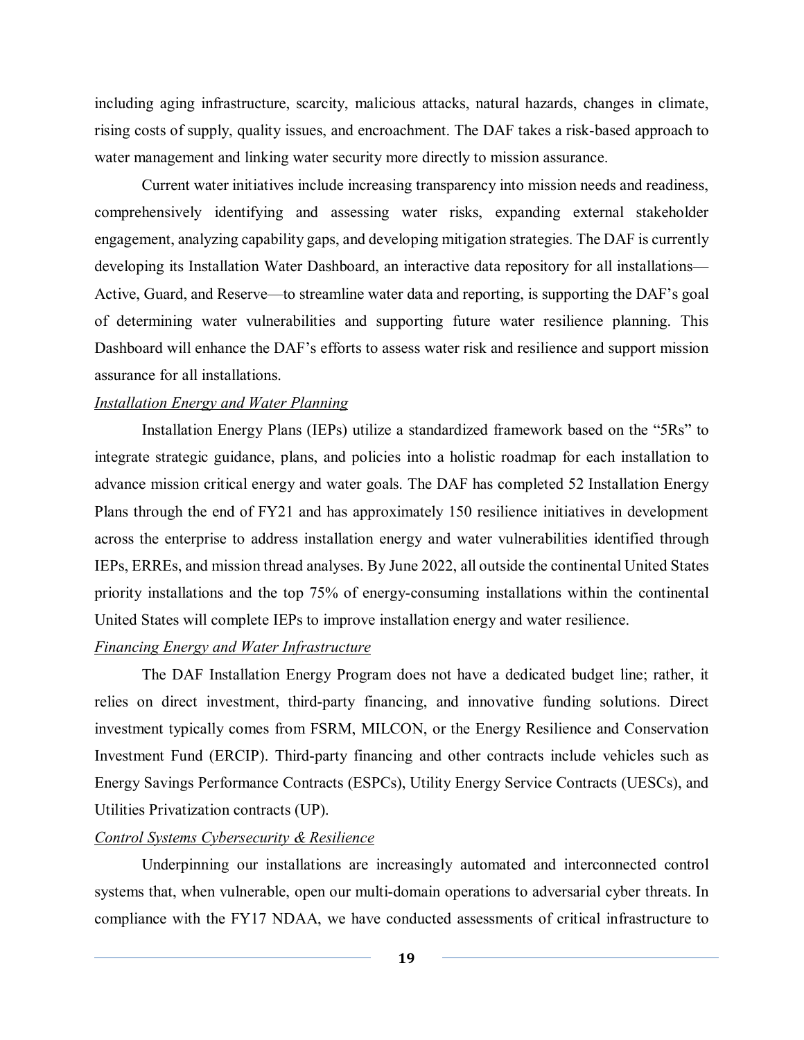including aging infrastructure, scarcity, malicious attacks, natural hazards, changes in climate, rising costs of supply, quality issues, and encroachment. The DAF takes a risk-based approach to water management and linking water security more directly to mission assurance.

Current water initiatives include increasing transparency into mission needs and readiness, comprehensively identifying and assessing water risks, expanding external stakeholder engagement, analyzing capability gaps, and developing mitigation strategies. The DAF is currently developing its Installation Water Dashboard, an interactive data repository for all installations—Active, Guard, and Reserve—to streamline water data and reporting, is supporting the DAF's goal of determining water vulnerabilities and supporting future water resilience planning. This Dashboard will enhance the DAF's efforts to assess water risk and resilience and support mission assurance for all installations.

*Installation Energy and Water Planning*

Installation Energy Plans (IEPs) utilize a standardized framework based on the "5Rs" to integrate strategic guidance, plans, and policies into a holistic roadmap for each installation to advance mission critical energy and water goals. The DAF has completed 52 Installation Energy Plans through the end of FY21 and has approximately 150 resilience initiatives in development across the enterprise to address installation energy and water vulnerabilities identified through IEPs, ERREs, and mission thread analyses. By June 2022, all outside the continental United States priority installations and the top 75% of energy-consuming installations within the continental United States will complete IEPs to improve installation energy and water resilience.

*Financing Energy and Water Infrastructure*

The DAF Installation Energy Program does not have a dedicated budget line; rather, it relies on direct investment, third-party financing, and innovative funding solutions. Direct investment typically comes from FSRM, MILCON, or the Energy Resilience and Conservation Investment Fund (ERCIP). Third-party financing and other contracts include vehicles such as Energy Savings Performance Contracts (ESPCs), Utility Energy Service Contracts (UESCs), and Utilities Privatization contracts (UP).

*Control Systems Cybersecurity & Resilience*

Underpinning our installations are increasingly automated and interconnected control systems that, when vulnerable, open our multi-domain operations to adversarial cyber threats. In compliance with the FY17 NDAA, we have conducted assessments of critical infrastructure to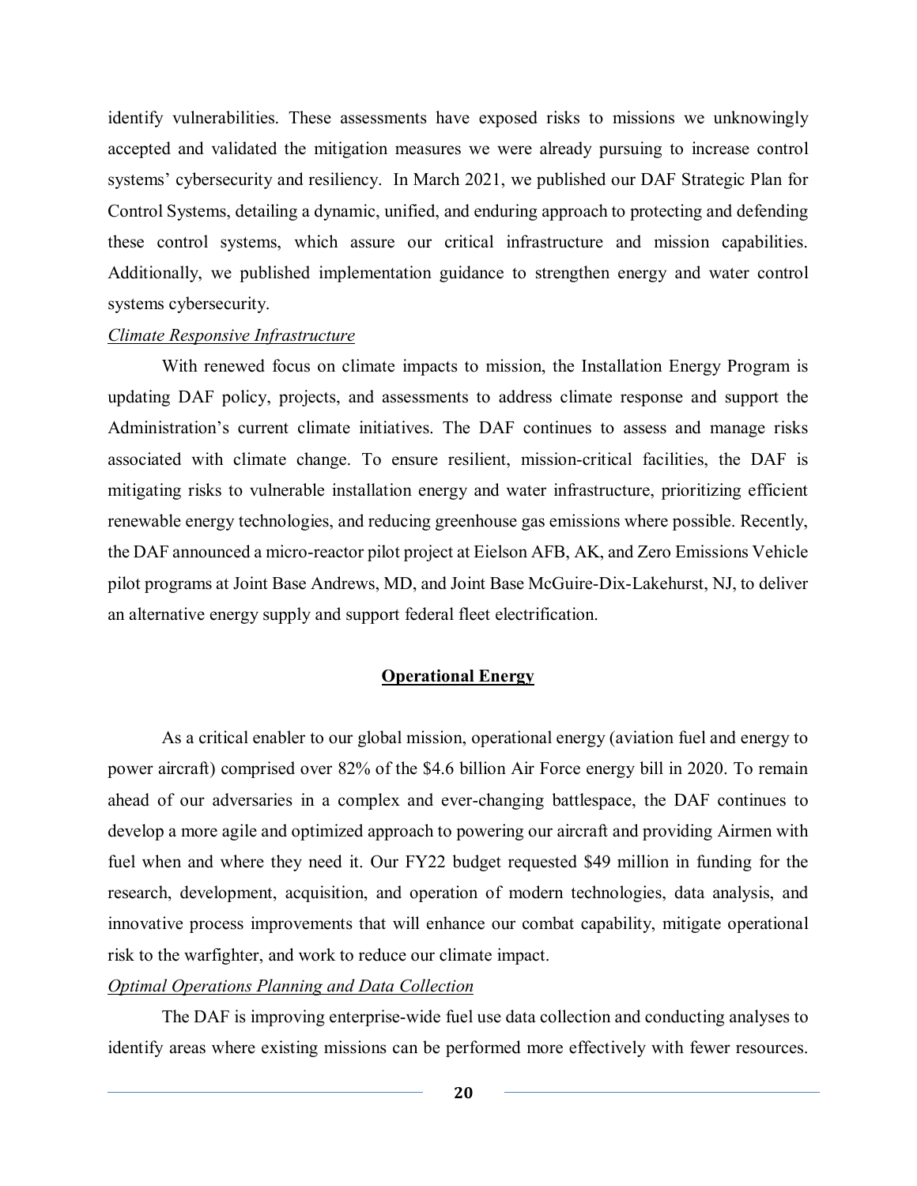identify vulnerabilities. These assessments have exposed risks to missions we unknowingly accepted and validated the mitigation measures we were already pursuing to increase control systems' cybersecurity and resiliency. In March 2021, we published our DAF Strategic Plan for Control Systems, detailing a dynamic, unified, and enduring approach to protecting and defending these control systems, which assure our critical infrastructure and mission capabilities. Additionally, we published implementation guidance to strengthen energy and water control systems cybersecurity.

*Climate Responsive Infrastructure*

With renewed focus on climate impacts to mission, the Installation Energy Program is updating DAF policy, projects, and assessments to address climate response and support the Administration's current climate initiatives. The DAF continues to assess and manage risks associated with climate change. To ensure resilient, mission-critical facilities, the DAF is mitigating risks to vulnerable installation energy and water infrastructure, prioritizing efficient renewable energy technologies, and reducing greenhouse gas emissions where possible. Recently, the DAF announced a micro-reactor pilot project at Eielson AFB, AK, and Zero Emissions Vehicle pilot programs at Joint Base Andrews, MD, and Joint Base McGuire-Dix-Lakehurst, NJ, to deliver an alternative energy supply and support federal fleet electrification.

## Operational Energy

As a critical enabler to our global mission, operational energy (aviation fuel and energy to power aircraft) comprised over 82% of the $4.6 billion Air Force energy bill in 2020. To remain ahead of our adversaries in a complex and ever-changing battlespace, the DAF continues to develop a more agile and optimized approach to powering our aircraft and providing Airmen with fuel when and where they need it. Our FY22 budget requested $49 million in funding for the research, development, acquisition, and operation of modern technologies, data analysis, and innovative process improvements that will enhance our combat capability, mitigate operational risk to the warfighter, and work to reduce our climate impact.

*Optimal Operations Planning and Data Collection*

The DAF is improving enterprise-wide fuel use data collection and conducting analyses to identify areas where existing missions can be performed more effectively with fewer resources.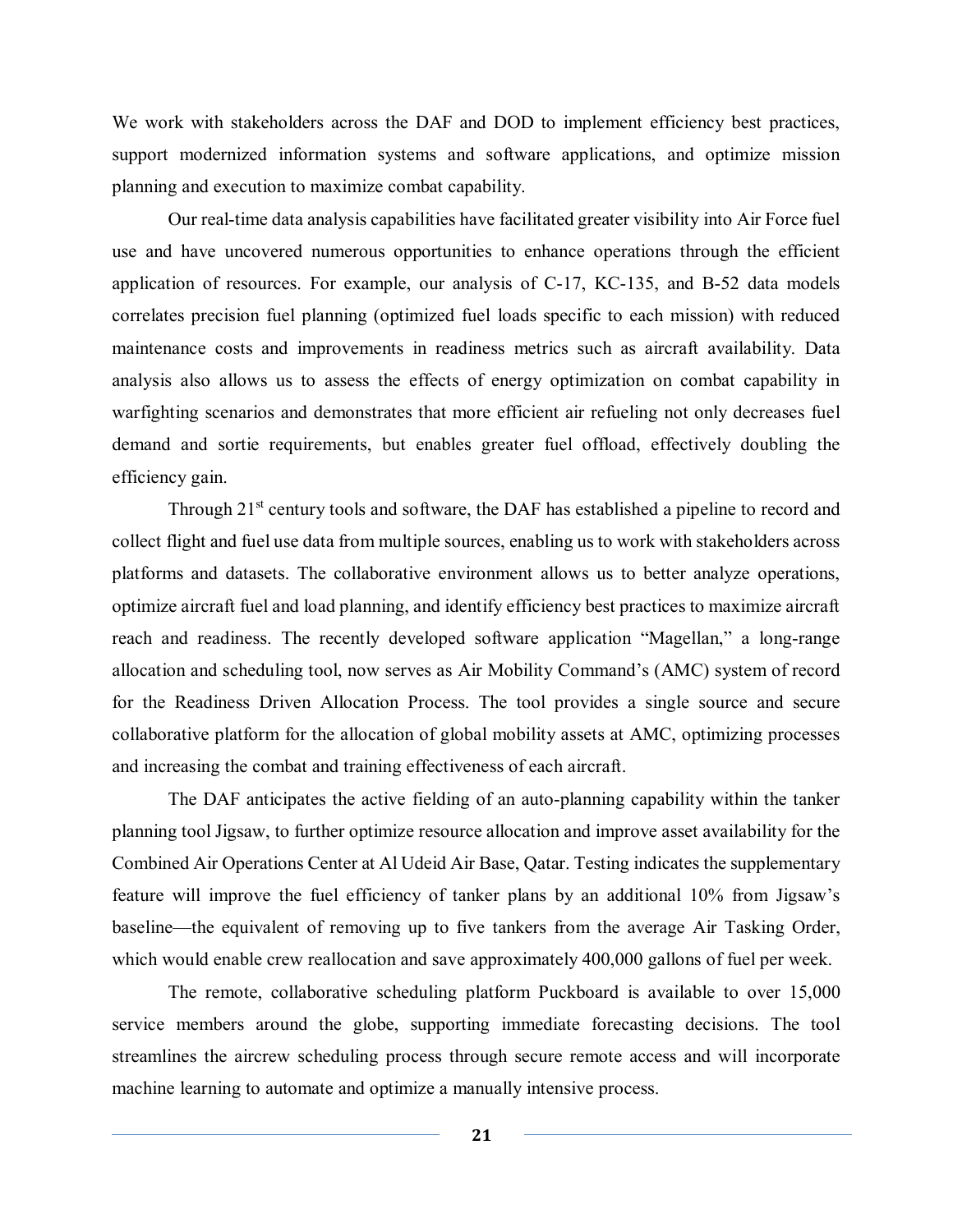We work with stakeholders across the DAF and DOD to implement efficiency best practices, support modernized information systems and software applications, and optimize mission planning and execution to maximize combat capability.

Our real-time data analysis capabilities have facilitated greater visibility into Air Force fuel use and have uncovered numerous opportunities to enhance operations through the efficient application of resources. For example, our analysis of C-17, KC-135, and B-52 data models correlates precision fuel planning (optimized fuel loads specific to each mission) with reduced maintenance costs and improvements in readiness metrics such as aircraft availability. Data analysis also allows us to assess the effects of energy optimization on combat capability in warfighting scenarios and demonstrates that more efficient air refueling not only decreases fuel demand and sortie requirements, but enables greater fuel offload, effectively doubling the efficiency gain.

Through 21st century tools and software, the DAF has established a pipeline to record and collect flight and fuel use data from multiple sources, enabling us to work with stakeholders across platforms and datasets. The collaborative environment allows us to better analyze operations, optimize aircraft fuel and load planning, and identify efficiency best practices to maximize aircraft reach and readiness. The recently developed software application "Magellan," a long-range allocation and scheduling tool, now serves as Air Mobility Command's (AMC) system of record for the Readiness Driven Allocation Process. The tool provides a single source and secure collaborative platform for the allocation of global mobility assets at AMC, optimizing processes and increasing the combat and training effectiveness of each aircraft.

The DAF anticipates the active fielding of an auto-planning capability within the tanker planning tool Jigsaw, to further optimize resource allocation and improve asset availability for the Combined Air Operations Center at Al Udeid Air Base, Qatar. Testing indicates the supplementary feature will improve the fuel efficiency of tanker plans by an additional 10% from Jigsaw's baseline—the equivalent of removing up to five tankers from the average Air Tasking Order, which would enable crew reallocation and save approximately 400,000 gallons of fuel per week.

The remote, collaborative scheduling platform Puckboard is available to over 15,000 service members around the globe, supporting immediate forecasting decisions. The tool streamlines the aircrew scheduling process through secure remote access and will incorporate machine learning to automate and optimize a manually intensive process.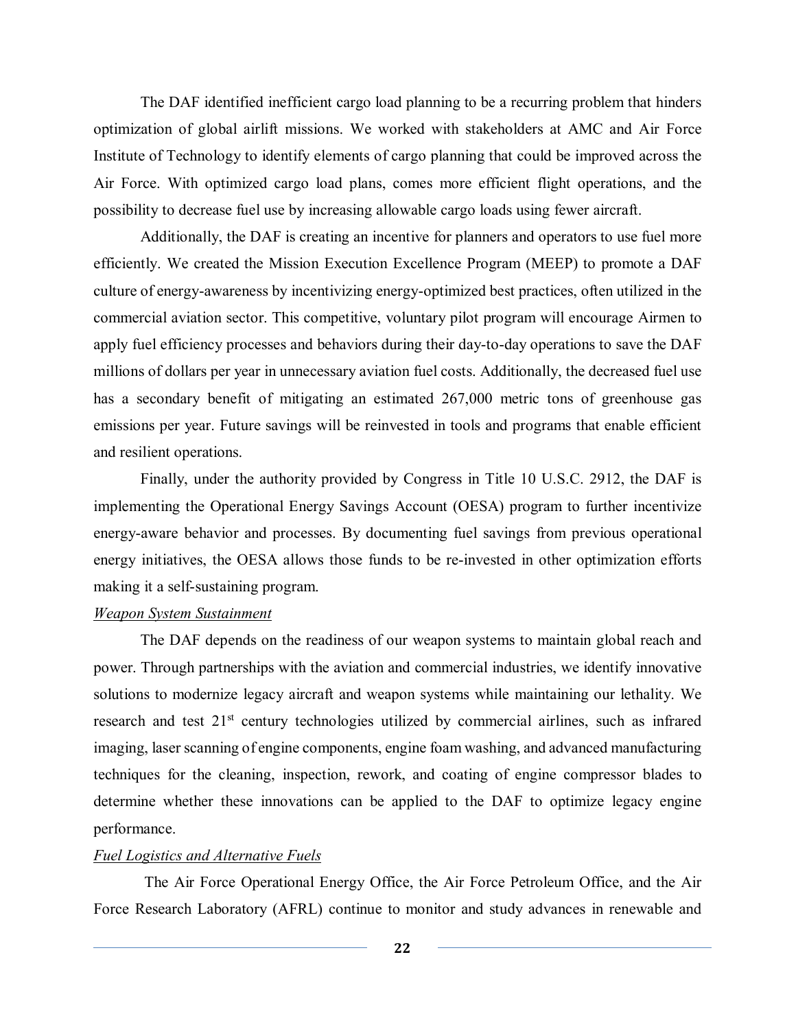The DAF identified inefficient cargo load planning to be a recurring problem that hinders optimization of global airlift missions. We worked with stakeholders at AMC and Air Force Institute of Technology to identify elements of cargo planning that could be improved across the Air Force. With optimized cargo load plans, comes more efficient flight operations, and the possibility to decrease fuel use by increasing allowable cargo loads using fewer aircraft.

Additionally, the DAF is creating an incentive for planners and operators to use fuel more efficiently. We created the Mission Execution Excellence Program (MEEP) to promote a DAF culture of energy-awareness by incentivizing energy-optimized best practices, often utilized in the commercial aviation sector. This competitive, voluntary pilot program will encourage Airmen to apply fuel efficiency processes and behaviors during their day-to-day operations to save the DAF millions of dollars per year in unnecessary aviation fuel costs. Additionally, the decreased fuel use has a secondary benefit of mitigating an estimated 267,000 metric tons of greenhouse gas emissions per year. Future savings will be reinvested in tools and programs that enable efficient and resilient operations.

Finally, under the authority provided by Congress in Title 10 U.S.C. 2912, the DAF is implementing the Operational Energy Savings Account (OESA) program to further incentivize energy-aware behavior and processes. By documenting fuel savings from previous operational energy initiatives, the OESA allows those funds to be re-invested in other optimization efforts making it a self-sustaining program.

*Weapon System Sustainment*

The DAF depends on the readiness of our weapon systems to maintain global reach and power. Through partnerships with the aviation and commercial industries, we identify innovative solutions to modernize legacy aircraft and weapon systems while maintaining our lethality. We research and test 21st century technologies utilized by commercial airlines, such as infrared imaging, laser scanning of engine components, engine foam washing, and advanced manufacturing techniques for the cleaning, inspection, rework, and coating of engine compressor blades to determine whether these innovations can be applied to the DAF to optimize legacy engine performance.

*Fuel Logistics and Alternative Fuels*

The Air Force Operational Energy Office, the Air Force Petroleum Office, and the Air Force Research Laboratory (AFRL) continue to monitor and study advances in renewable and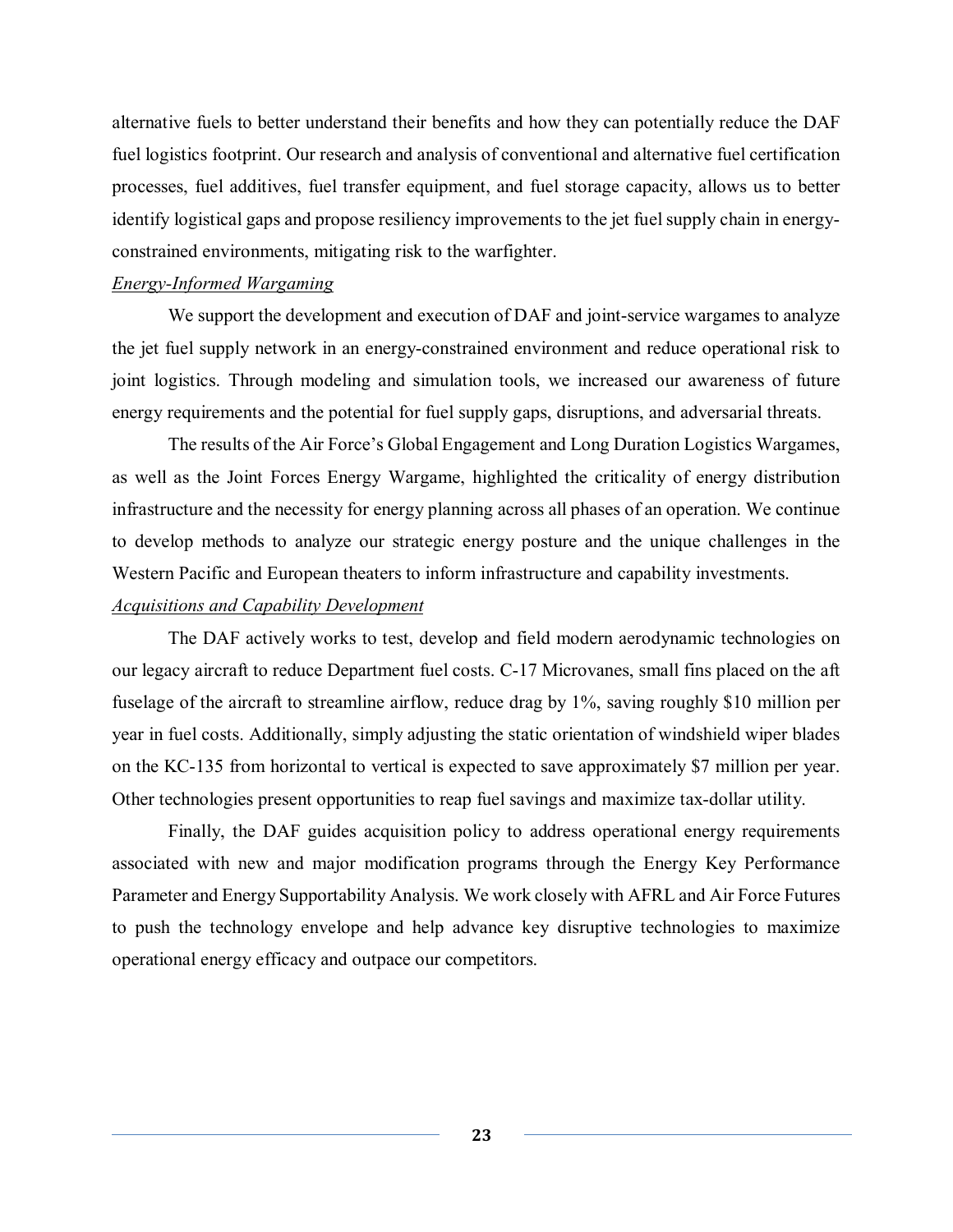alternative fuels to better understand their benefits and how they can potentially reduce the DAF fuel logistics footprint. Our research and analysis of conventional and alternative fuel certification processes, fuel additives, fuel transfer equipment, and fuel storage capacity, allows us to better identify logistical gaps and propose resiliency improvements to the jet fuel supply chain in energy-constrained environments, mitigating risk to the warfighter.

*Energy-Informed Wargaming*

We support the development and execution of DAF and joint-service wargames to analyze the jet fuel supply network in an energy-constrained environment and reduce operational risk to joint logistics. Through modeling and simulation tools, we increased our awareness of future energy requirements and the potential for fuel supply gaps, disruptions, and adversarial threats.

The results of the Air Force's Global Engagement and Long Duration Logistics Wargames, as well as the Joint Forces Energy Wargame, highlighted the criticality of energy distribution infrastructure and the necessity for energy planning across all phases of an operation. We continue to develop methods to analyze our strategic energy posture and the unique challenges in the Western Pacific and European theaters to inform infrastructure and capability investments.

*Acquisitions and Capability Development*

The DAF actively works to test, develop and field modern aerodynamic technologies on our legacy aircraft to reduce Department fuel costs. C-17 Microvanes, small fins placed on the aft fuselage of the aircraft to streamline airflow, reduce drag by 1%, saving roughly $10 million per year in fuel costs. Additionally, simply adjusting the static orientation of windshield wiper blades on the KC-135 from horizontal to vertical is expected to save approximately $7 million per year. Other technologies present opportunities to reap fuel savings and maximize tax-dollar utility.

Finally, the DAF guides acquisition policy to address operational energy requirements associated with new and major modification programs through the Energy Key Performance Parameter and Energy Supportability Analysis. We work closely with AFRL and Air Force Futures to push the technology envelope and help advance key disruptive technologies to maximize operational energy efficacy and outpace our competitors.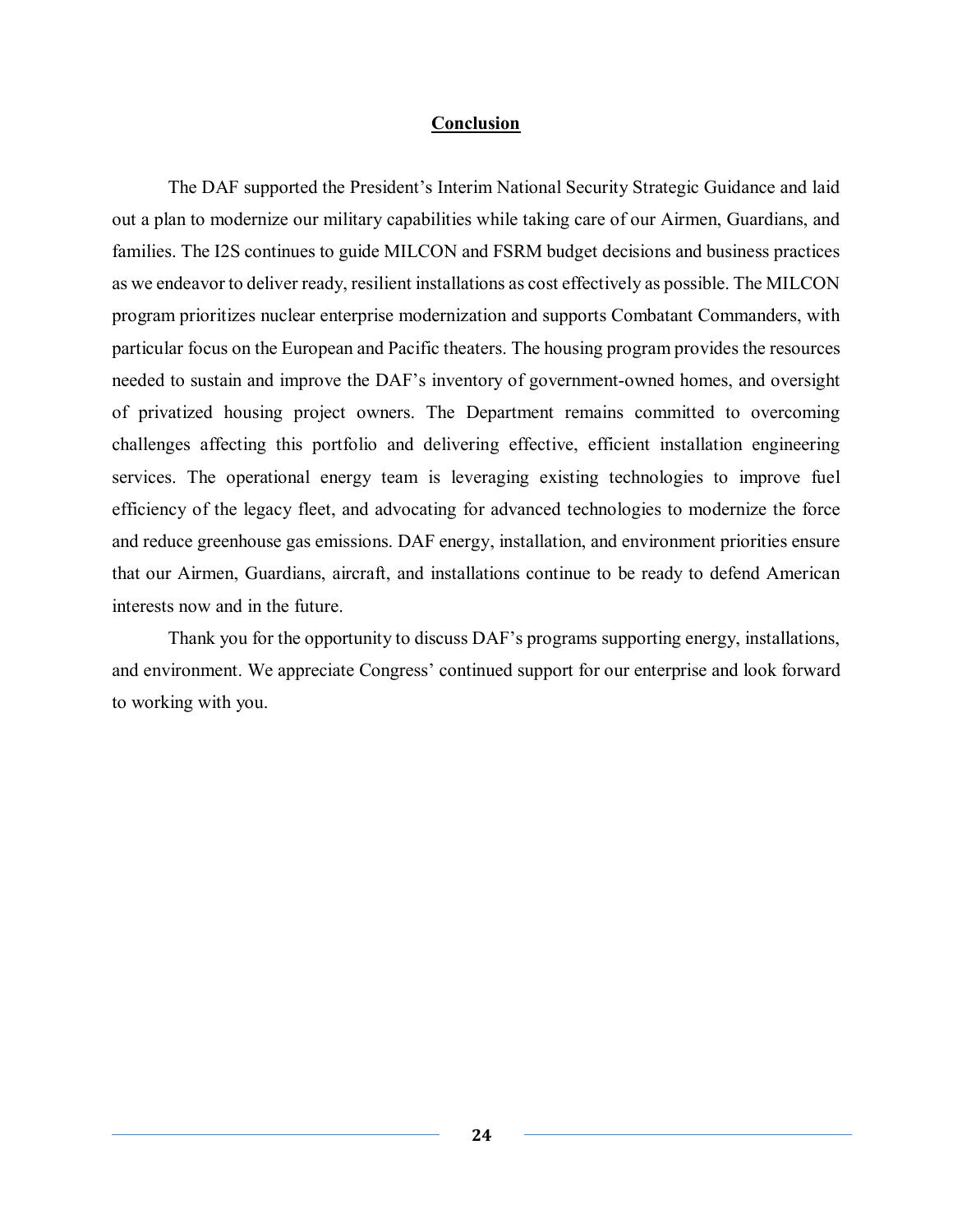## Conclusion

The DAF supported the President's Interim National Security Strategic Guidance and laid out a plan to modernize our military capabilities while taking care of our Airmen, Guardians, and families. The I2S continues to guide MILCON and FSRM budget decisions and business practices as we endeavor to deliver ready, resilient installations as cost effectively as possible. The MILCON program prioritizes nuclear enterprise modernization and supports Combatant Commanders, with particular focus on the European and Pacific theaters. The housing program provides the resources needed to sustain and improve the DAF's inventory of government-owned homes, and oversight of privatized housing project owners. The Department remains committed to overcoming challenges affecting this portfolio and delivering effective, efficient installation engineering services. The operational energy team is leveraging existing technologies to improve fuel efficiency of the legacy fleet, and advocating for advanced technologies to modernize the force and reduce greenhouse gas emissions. DAF energy, installation, and environment priorities ensure that our Airmen, Guardians, aircraft, and installations continue to be ready to defend American interests now and in the future.

Thank you for the opportunity to discuss DAF's programs supporting energy, installations, and environment. We appreciate Congress' continued support for our enterprise and look forward to working with you.